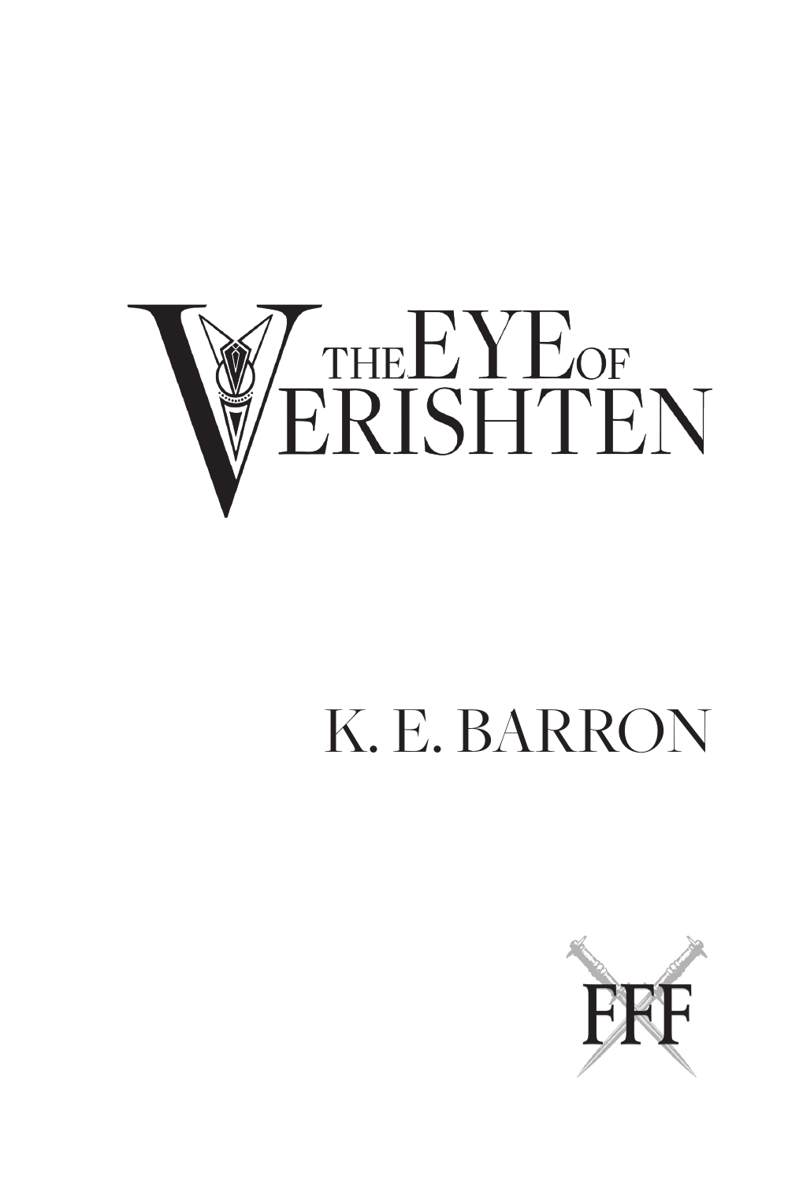# The Eye of Verishten

K. E. BARRON

FFF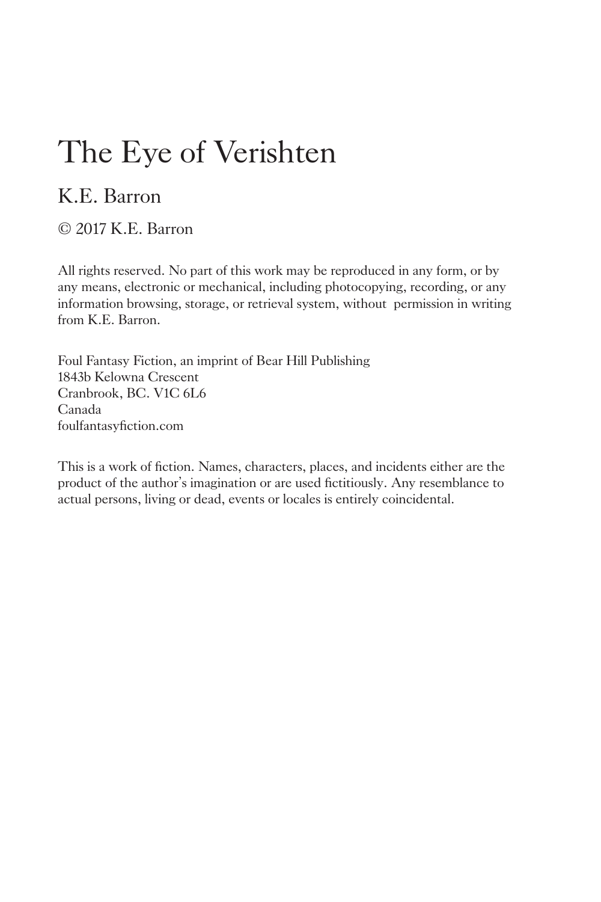# The Eye of Verishten

## K.E. Barron

© 2017 K.E. Barron

All rights reserved. No part of this work may be reproduced in any form, or by any means, electronic or mechanical, including photocopying, recording, or any information browsing, storage, or retrieval system, without permission in writing from K.E. Barron.

Foul Fantasy Fiction, an imprint of Bear Hill Publishing
1843b Kelowna Crescent
Cranbrook, BC. V1C 6L6
Canada
foulfantasyfiction.com

This is a work of fiction. Names, characters, places, and incidents either are the product of the author's imagination or are used fictitiously. Any resemblance to actual persons, living or dead, events or locales is entirely coincidental.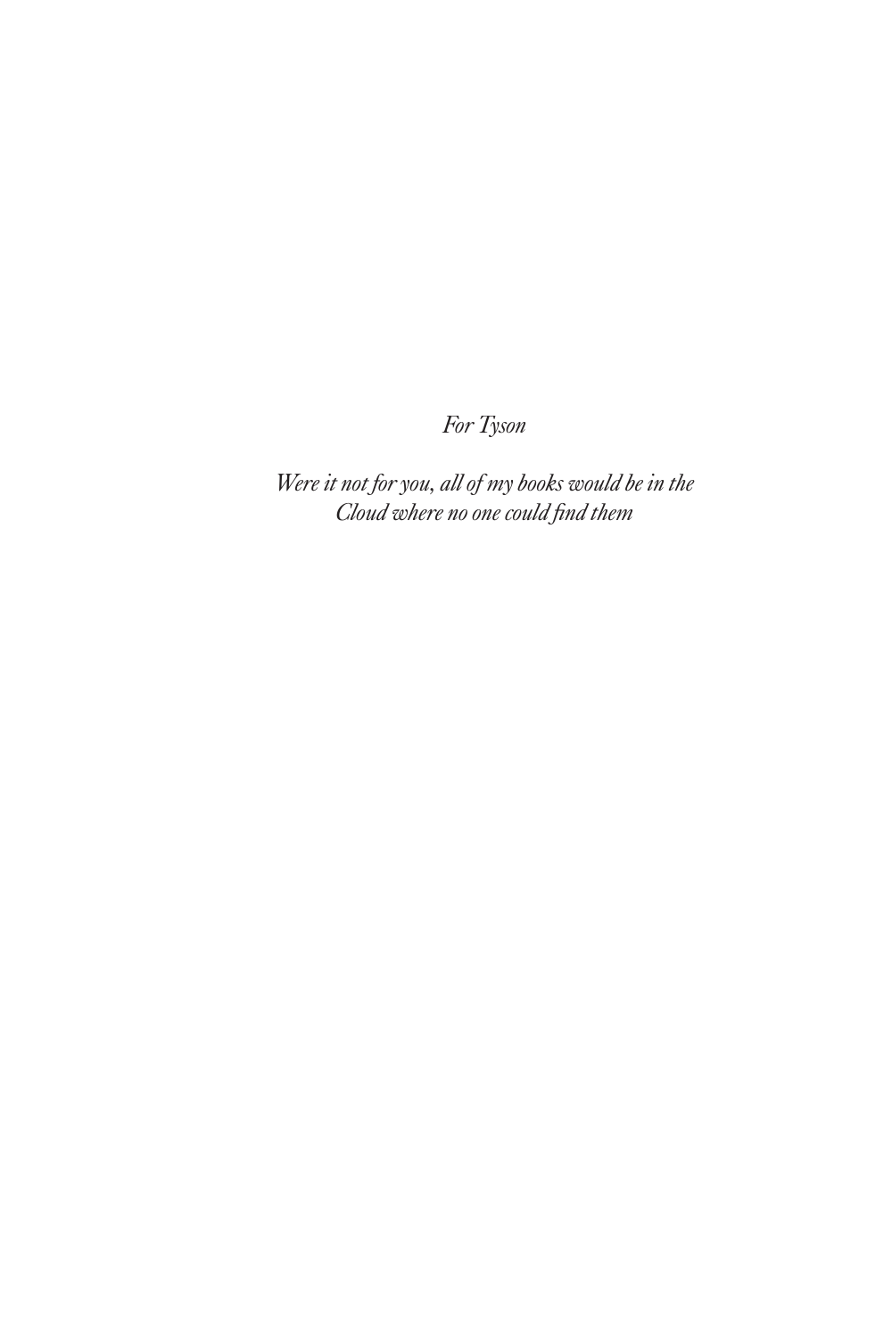*For Tyson*

*Were it not for you, all of my books would be in the Cloud where no one could find them*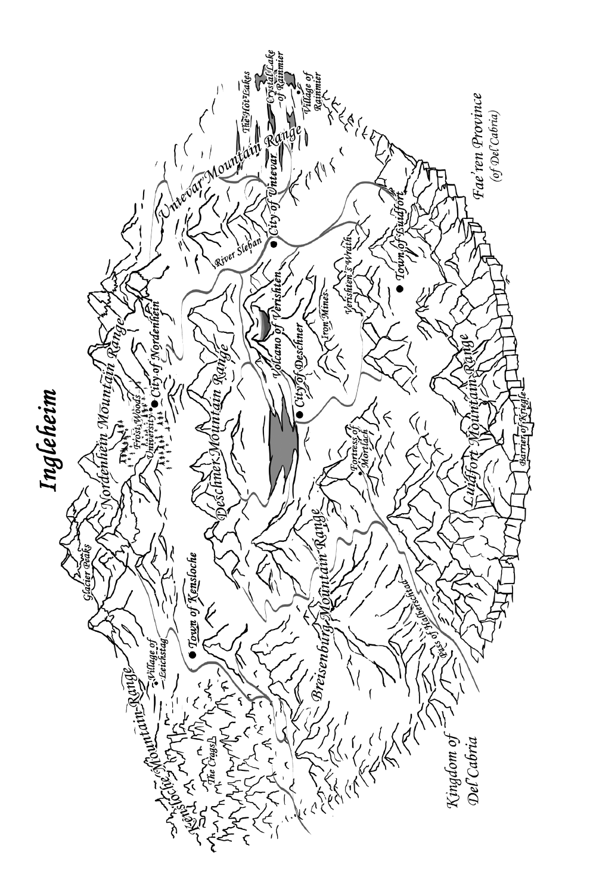# Ingleheim

Kensloche Mountain Range

Village of Leichstag

Town of Kensloche

Glacier Peaks

The Crags

Nordenheim Mountain Range

Frost Woods

University

City of Nordenheim

Deschner Mountain Range

Volcano of Vershten

City of Deschner

Iron Mines

Untevar Mountain Range

River Sleban

City of Untevar

The Hot Lakes

Crystal Lake of Rainmier

Village of Rainmier

Vershten's Wrath

Town of Luidfort

Luidfort Mountain Range

Barrier of Kriegle

Fortress of Mortlach

Breisenburg Mountain Range

Pass of Halberschtad

Kingdom of Del'Cabria

Fae'ren Province (of Del'Cabria)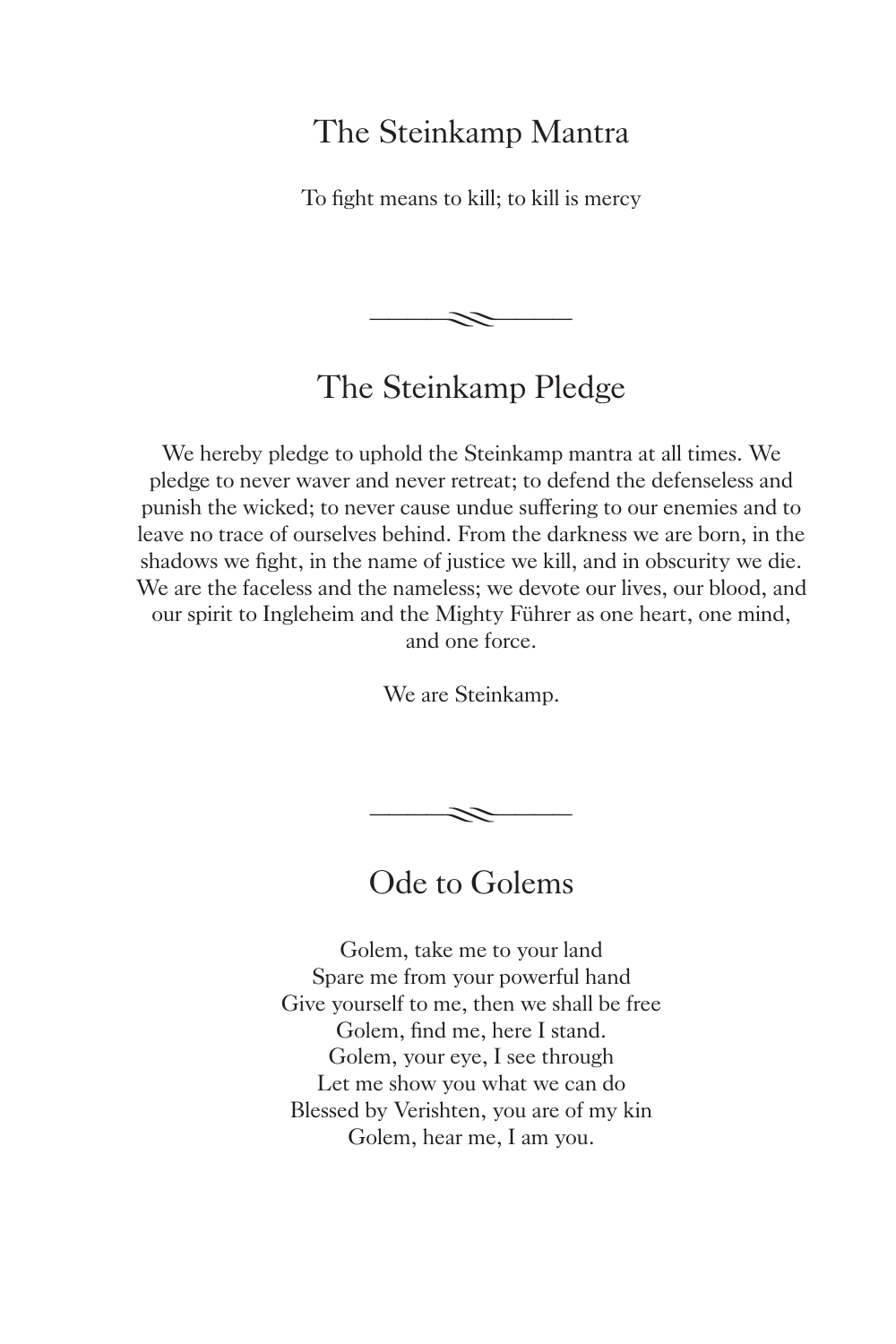## The Steinkamp Mantra

To fight means to kill; to kill is mercy

---

## The Steinkamp Pledge

We hereby pledge to uphold the Steinkamp mantra at all times. We pledge to never waver and never retreat; to defend the defenseless and punish the wicked; to never cause undue suffering to our enemies and to leave no trace of ourselves behind. From the darkness we are born, in the shadows we fight, in the name of justice we kill, and in obscurity we die. We are the faceless and the nameless; we devote our lives, our blood, and our spirit to Ingleheim and the Mighty Führer as one heart, one mind, and one force.

We are Steinkamp.

---

## Ode to Golems

Golem, take me to your land  
Spare me from your powerful hand  
Give yourself to me, then we shall be free  
Golem, find me, here I stand.  
Golem, your eye, I see through  
Let me show you what we can do  
Blessed by Verishten, you are of my kin  
Golem, hear me, I am you.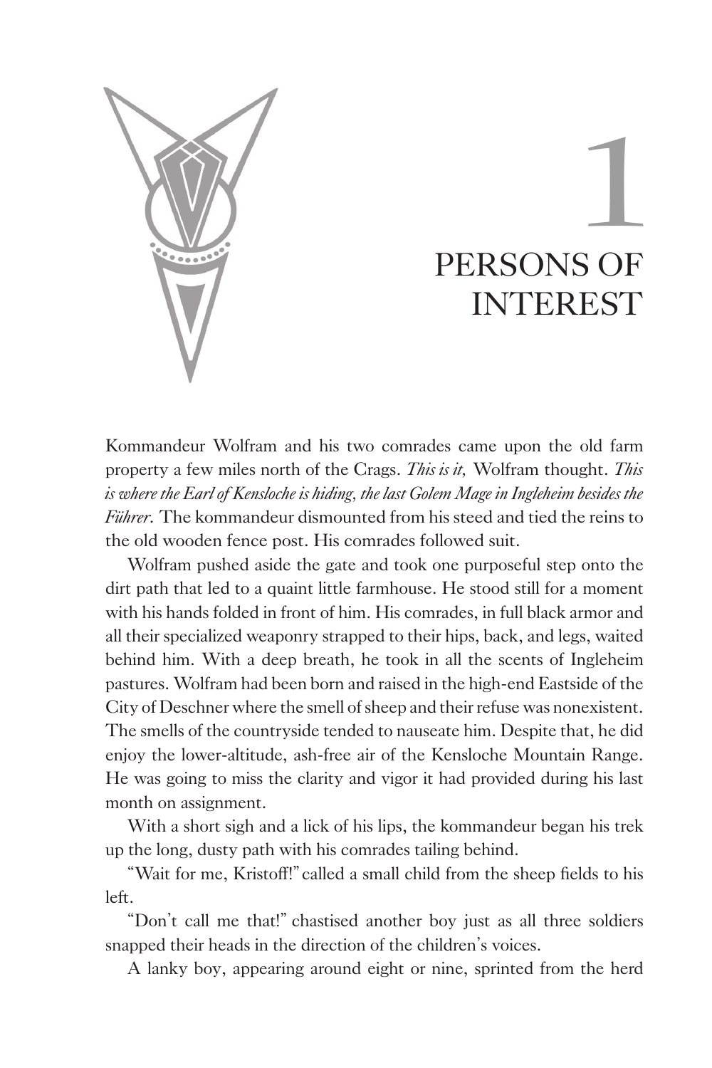# 1
# PERSONS OF INTEREST

Kommandeur Wolfram and his two comrades came upon the old farm property a few miles north of the Crags. *This is it,* Wolfram thought. *This is where the Earl of Kensloche is hiding, the last Golem Mage in Ingleheim besides the Führer.* The kommandeur dismounted from his steed and tied the reins to the old wooden fence post. His comrades followed suit.

Wolfram pushed aside the gate and took one purposeful step onto the dirt path that led to a quaint little farmhouse. He stood still for a moment with his hands folded in front of him. His comrades, in full black armor and all their specialized weaponry strapped to their hips, back, and legs, waited behind him. With a deep breath, he took in all the scents of Ingleheim pastures. Wolfram had been born and raised in the high-end Eastside of the City of Deschner where the smell of sheep and their refuse was nonexistent. The smells of the countryside tended to nauseate him. Despite that, he did enjoy the lower-altitude, ash-free air of the Kensloche Mountain Range. He was going to miss the clarity and vigor it had provided during his last month on assignment.

With a short sigh and a lick of his lips, the kommandeur began his trek up the long, dusty path with his comrades tailing behind.

"Wait for me, Kristoff!" called a small child from the sheep fields to his left.

"Don't call me that!" chastised another boy just as all three soldiers snapped their heads in the direction of the children's voices.

A lanky boy, appearing around eight or nine, sprinted from the herd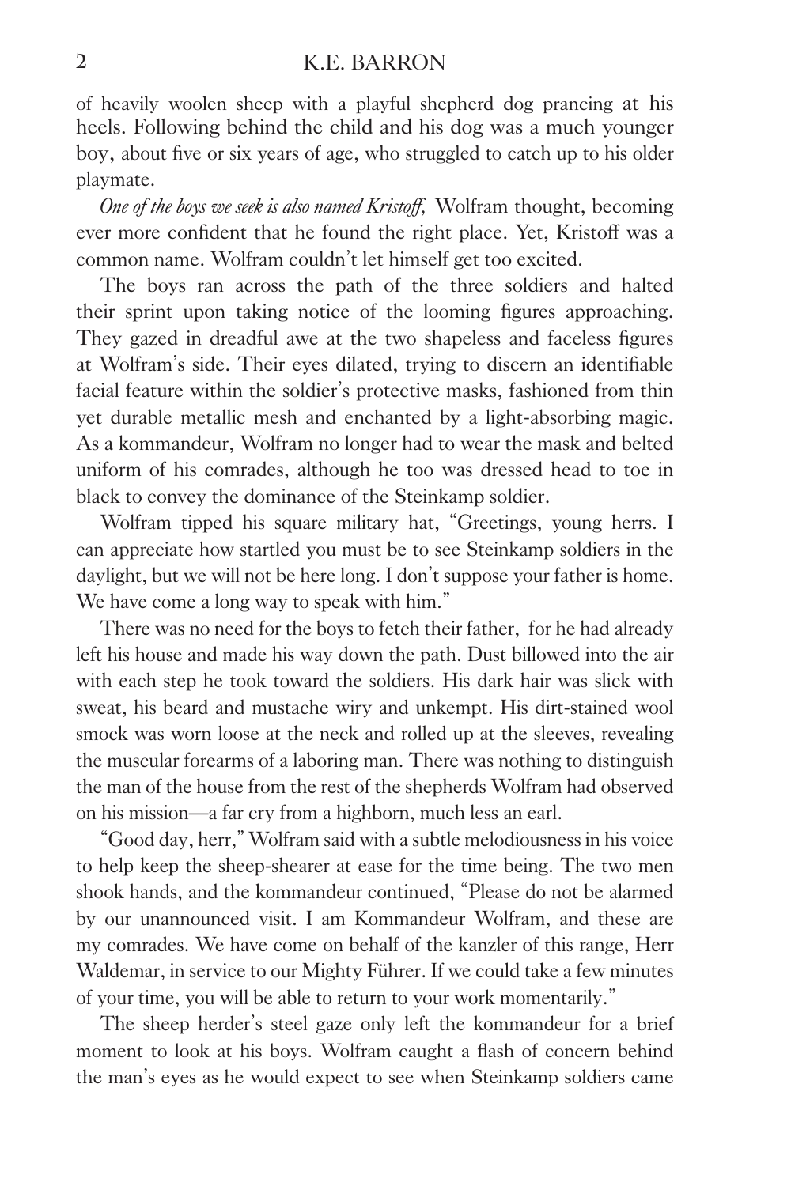of heavily woolen sheep with a playful shepherd dog prancing at his heels. Following behind the child and his dog was a much younger boy, about five or six years of age, who struggled to catch up to his older playmate.

*One of the boys we seek is also named Kristoff,* Wolfram thought, becoming ever more confident that he found the right place. Yet, Kristoff was a common name. Wolfram couldn't let himself get too excited.

The boys ran across the path of the three soldiers and halted their sprint upon taking notice of the looming figures approaching. They gazed in dreadful awe at the two shapeless and faceless figures at Wolfram's side. Their eyes dilated, trying to discern an identifiable facial feature within the soldier's protective masks, fashioned from thin yet durable metallic mesh and enchanted by a light-absorbing magic. As a kommandeur, Wolfram no longer had to wear the mask and belted uniform of his comrades, although he too was dressed head to toe in black to convey the dominance of the Steinkamp soldier.

Wolfram tipped his square military hat, "Greetings, young herrs. I can appreciate how startled you must be to see Steinkamp soldiers in the daylight, but we will not be here long. I don't suppose your father is home. We have come a long way to speak with him."

There was no need for the boys to fetch their father, for he had already left his house and made his way down the path. Dust billowed into the air with each step he took toward the soldiers. His dark hair was slick with sweat, his beard and mustache wiry and unkempt. His dirt-stained wool smock was worn loose at the neck and rolled up at the sleeves, revealing the muscular forearms of a laboring man. There was nothing to distinguish the man of the house from the rest of the shepherds Wolfram had observed on his mission—a far cry from a highborn, much less an earl.

"Good day, herr," Wolfram said with a subtle melodiousness in his voice to help keep the sheep-shearer at ease for the time being. The two men shook hands, and the kommandeur continued, "Please do not be alarmed by our unannounced visit. I am Kommandeur Wolfram, and these are my comrades. We have come on behalf of the kanzler of this range, Herr Waldemar, in service to our Mighty Führer. If we could take a few minutes of your time, you will be able to return to your work momentarily."

The sheep herder's steel gaze only left the kommandeur for a brief moment to look at his boys. Wolfram caught a flash of concern behind the man's eyes as he would expect to see when Steinkamp soldiers came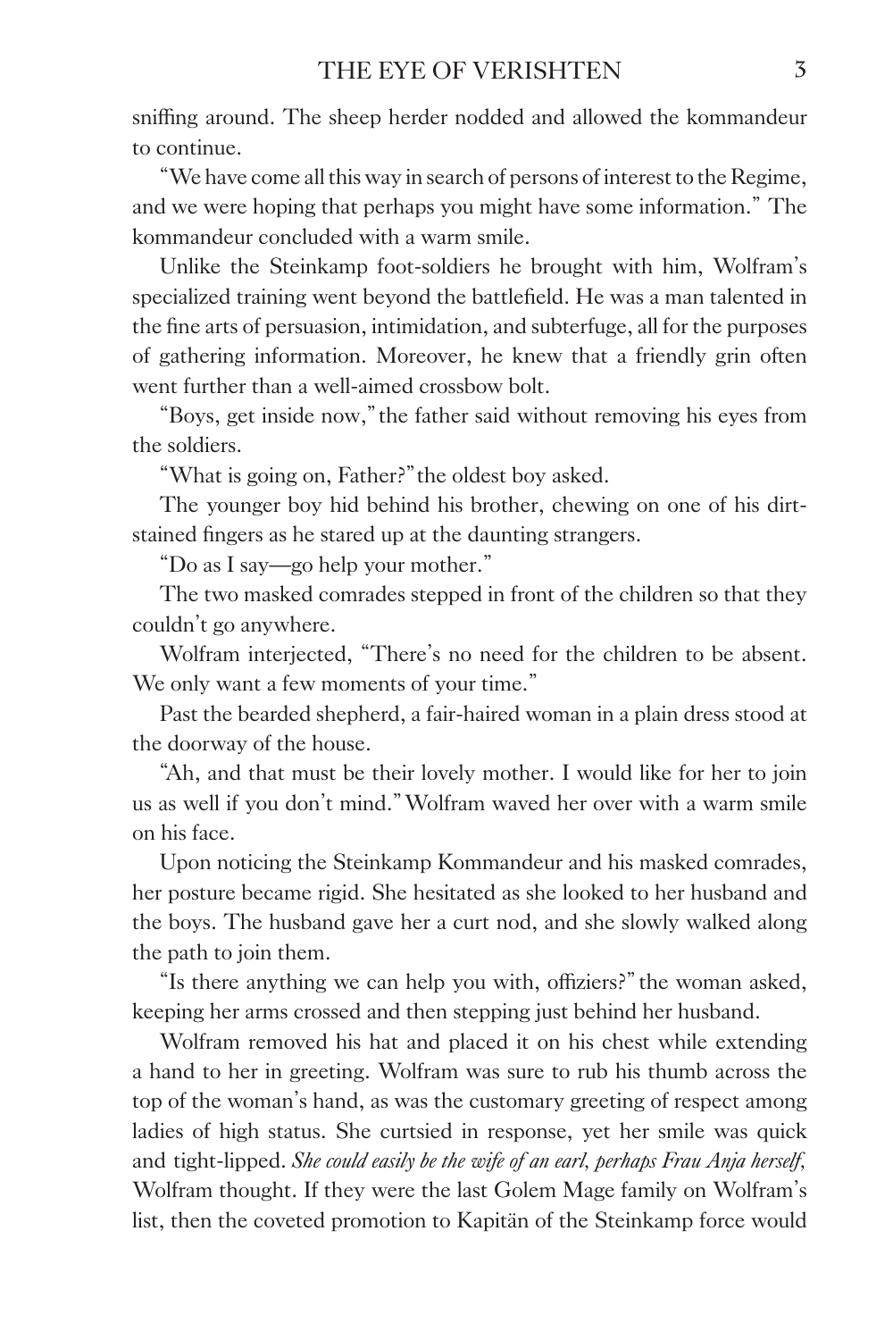sniffing around. The sheep herder nodded and allowed the kommandeur to continue.

"We have come all this way in search of persons of interest to the Regime, and we were hoping that perhaps you might have some information." The kommandeur concluded with a warm smile.

Unlike the Steinkamp foot-soldiers he brought with him, Wolfram's specialized training went beyond the battlefield. He was a man talented in the fine arts of persuasion, intimidation, and subterfuge, all for the purposes of gathering information. Moreover, he knew that a friendly grin often went further than a well-aimed crossbow bolt.

"Boys, get inside now," the father said without removing his eyes from the soldiers.

"What is going on, Father?" the oldest boy asked.

The younger boy hid behind his brother, chewing on one of his dirt-stained fingers as he stared up at the daunting strangers.

"Do as I say—go help your mother."

The two masked comrades stepped in front of the children so that they couldn't go anywhere.

Wolfram interjected, "There's no need for the children to be absent. We only want a few moments of your time."

Past the bearded shepherd, a fair-haired woman in a plain dress stood at the doorway of the house.

"Ah, and that must be their lovely mother. I would like for her to join us as well if you don't mind." Wolfram waved her over with a warm smile on his face.

Upon noticing the Steinkamp Kommandeur and his masked comrades, her posture became rigid. She hesitated as she looked to her husband and the boys. The husband gave her a curt nod, and she slowly walked along the path to join them.

"Is there anything we can help you with, offiziers?" the woman asked, keeping her arms crossed and then stepping just behind her husband.

Wolfram removed his hat and placed it on his chest while extending a hand to her in greeting. Wolfram was sure to rub his thumb across the top of the woman's hand, as was the customary greeting of respect among ladies of high status. She curtsied in response, yet her smile was quick and tight-lipped. *She could easily be the wife of an earl, perhaps Frau Anja herself,* Wolfram thought. If they were the last Golem Mage family on Wolfram's list, then the coveted promotion to Kapitän of the Steinkamp force would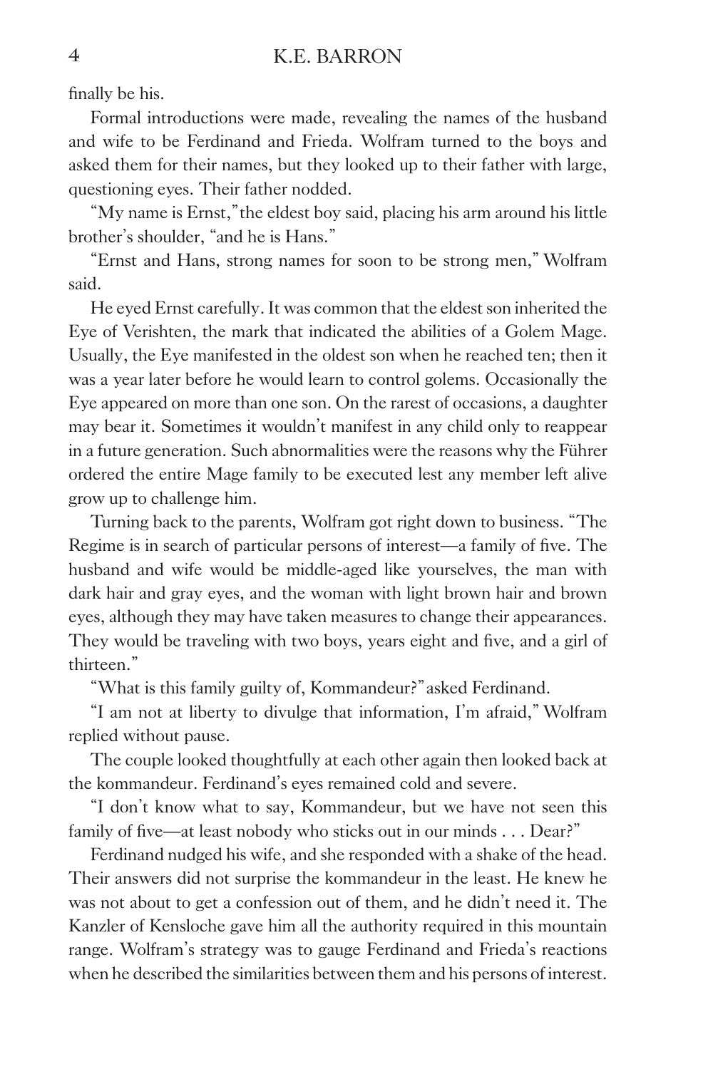finally be his.

Formal introductions were made, revealing the names of the husband and wife to be Ferdinand and Frieda. Wolfram turned to the boys and asked them for their names, but they looked up to their father with large, questioning eyes. Their father nodded.

"My name is Ernst," the eldest boy said, placing his arm around his little brother's shoulder, "and he is Hans."

"Ernst and Hans, strong names for soon to be strong men," Wolfram said.

He eyed Ernst carefully. It was common that the eldest son inherited the Eye of Verishten, the mark that indicated the abilities of a Golem Mage. Usually, the Eye manifested in the oldest son when he reached ten; then it was a year later before he would learn to control golems. Occasionally the Eye appeared on more than one son. On the rarest of occasions, a daughter may bear it. Sometimes it wouldn't manifest in any child only to reappear in a future generation. Such abnormalities were the reasons why the Führer ordered the entire Mage family to be executed lest any member left alive grow up to challenge him.

Turning back to the parents, Wolfram got right down to business. "The Regime is in search of particular persons of interest—a family of five. The husband and wife would be middle-aged like yourselves, the man with dark hair and gray eyes, and the woman with light brown hair and brown eyes, although they may have taken measures to change their appearances. They would be traveling with two boys, years eight and five, and a girl of thirteen."

"What is this family guilty of, Kommandeur?" asked Ferdinand.

"I am not at liberty to divulge that information, I'm afraid," Wolfram replied without pause.

The couple looked thoughtfully at each other again then looked back at the kommandeur. Ferdinand's eyes remained cold and severe.

"I don't know what to say, Kommandeur, but we have not seen this family of five—at least nobody who sticks out in our minds . . . Dear?"

Ferdinand nudged his wife, and she responded with a shake of the head. Their answers did not surprise the kommandeur in the least. He knew he was not about to get a confession out of them, and he didn't need it. The Kanzler of Kensloche gave him all the authority required in this mountain range. Wolfram's strategy was to gauge Ferdinand and Frieda's reactions when he described the similarities between them and his persons of interest.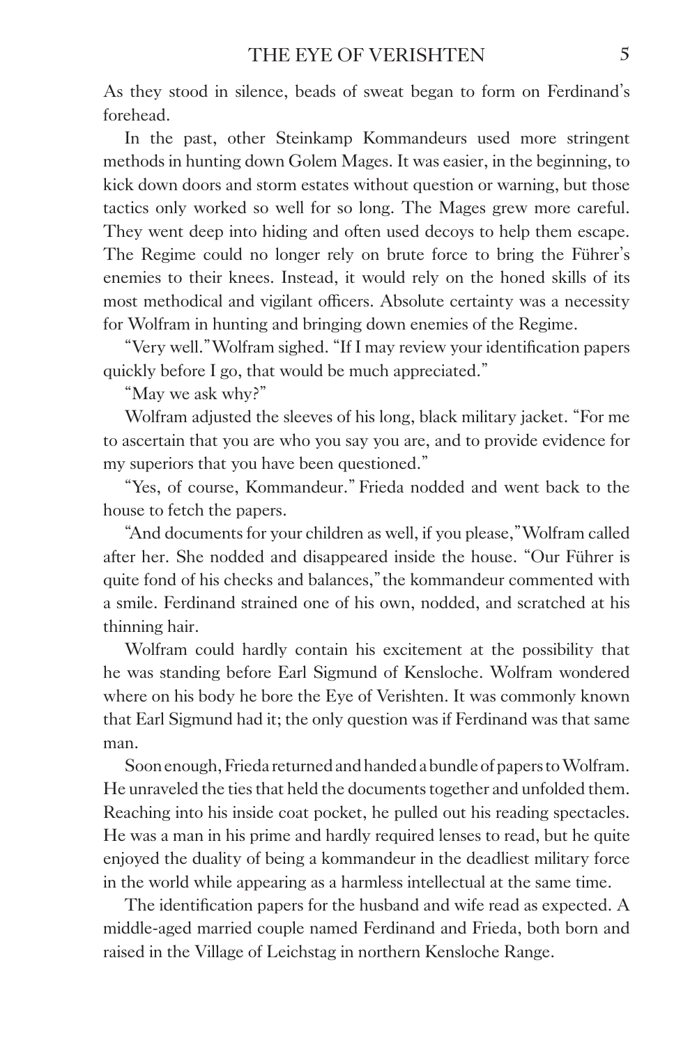As they stood in silence, beads of sweat began to form on Ferdinand's forehead.

In the past, other Steinkamp Kommandeurs used more stringent methods in hunting down Golem Mages. It was easier, in the beginning, to kick down doors and storm estates without question or warning, but those tactics only worked so well for so long. The Mages grew more careful. They went deep into hiding and often used decoys to help them escape. The Regime could no longer rely on brute force to bring the Führer's enemies to their knees. Instead, it would rely on the honed skills of its most methodical and vigilant officers. Absolute certainty was a necessity for Wolfram in hunting and bringing down enemies of the Regime.

"Very well." Wolfram sighed. "If I may review your identification papers quickly before I go, that would be much appreciated."

"May we ask why?"

Wolfram adjusted the sleeves of his long, black military jacket. "For me to ascertain that you are who you say you are, and to provide evidence for my superiors that you have been questioned."

"Yes, of course, Kommandeur." Frieda nodded and went back to the house to fetch the papers.

"And documents for your children as well, if you please," Wolfram called after her. She nodded and disappeared inside the house. "Our Führer is quite fond of his checks and balances," the kommandeur commented with a smile. Ferdinand strained one of his own, nodded, and scratched at his thinning hair.

Wolfram could hardly contain his excitement at the possibility that he was standing before Earl Sigmund of Kensloche. Wolfram wondered where on his body he bore the Eye of Verishten. It was commonly known that Earl Sigmund had it; the only question was if Ferdinand was that same man.

Soon enough, Frieda returned and handed a bundle of papers to Wolfram. He unraveled the ties that held the documents together and unfolded them. Reaching into his inside coat pocket, he pulled out his reading spectacles. He was a man in his prime and hardly required lenses to read, but he quite enjoyed the duality of being a kommandeur in the deadliest military force in the world while appearing as a harmless intellectual at the same time.

The identification papers for the husband and wife read as expected. A middle-aged married couple named Ferdinand and Frieda, both born and raised in the Village of Leichstag in northern Kensloche Range.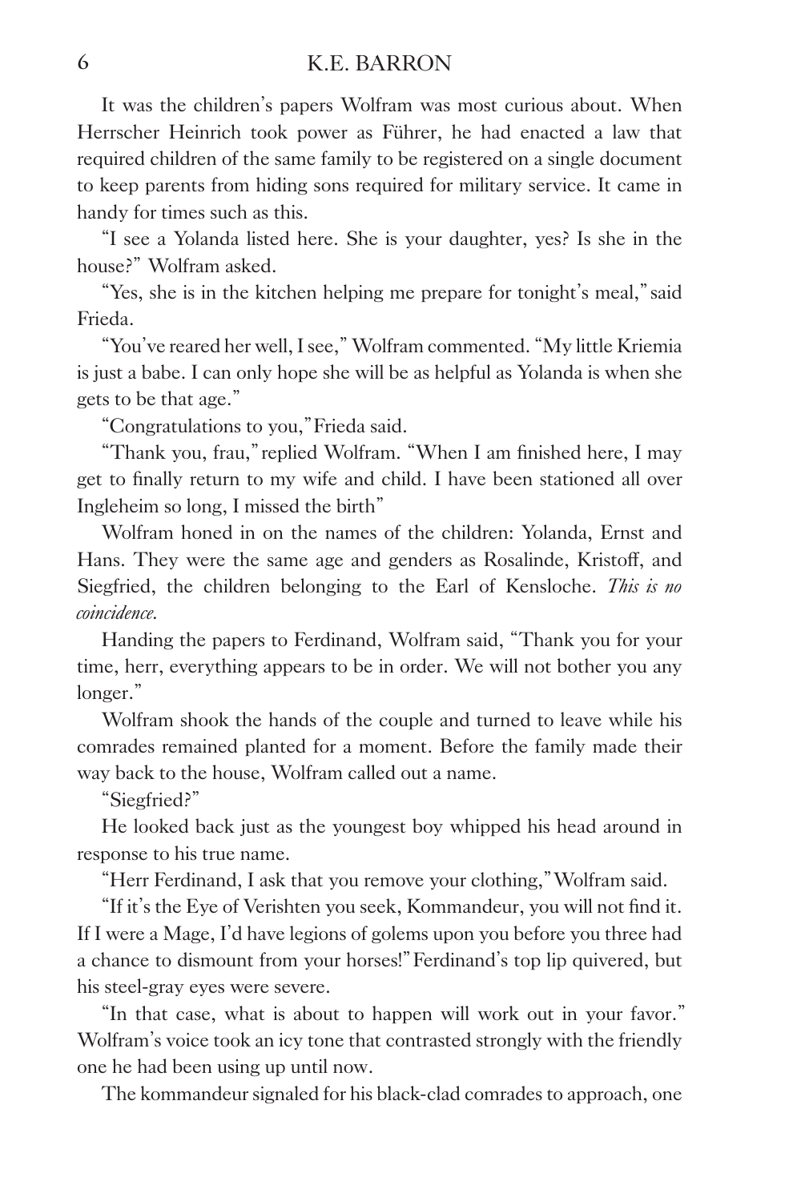It was the children's papers Wolfram was most curious about. When Herrscher Heinrich took power as Führer, he had enacted a law that required children of the same family to be registered on a single document to keep parents from hiding sons required for military service. It came in handy for times such as this.

"I see a Yolanda listed here. She is your daughter, yes? Is she in the house?" Wolfram asked.

"Yes, she is in the kitchen helping me prepare for tonight's meal," said Frieda.

"You've reared her well, I see," Wolfram commented. "My little Kriemia is just a babe. I can only hope she will be as helpful as Yolanda is when she gets to be that age."

"Congratulations to you," Frieda said.

"Thank you, frau," replied Wolfram. "When I am finished here, I may get to finally return to my wife and child. I have been stationed all over Ingleheim so long, I missed the birth"

Wolfram honed in on the names of the children: Yolanda, Ernst and Hans. They were the same age and genders as Rosalinde, Kristoff, and Siegfried, the children belonging to the Earl of Kensloche. *This is no coincidence.*

Handing the papers to Ferdinand, Wolfram said, "Thank you for your time, herr, everything appears to be in order. We will not bother you any longer."

Wolfram shook the hands of the couple and turned to leave while his comrades remained planted for a moment. Before the family made their way back to the house, Wolfram called out a name.

"Siegfried?"

He looked back just as the youngest boy whipped his head around in response to his true name.

"Herr Ferdinand, I ask that you remove your clothing," Wolfram said.

"If it's the Eye of Verishten you seek, Kommandeur, you will not find it. If I were a Mage, I'd have legions of golems upon you before you three had a chance to dismount from your horses!" Ferdinand's top lip quivered, but his steel-gray eyes were severe.

"In that case, what is about to happen will work out in your favor." Wolfram's voice took an icy tone that contrasted strongly with the friendly one he had been using up until now.

The kommandeur signaled for his black-clad comrades to approach, one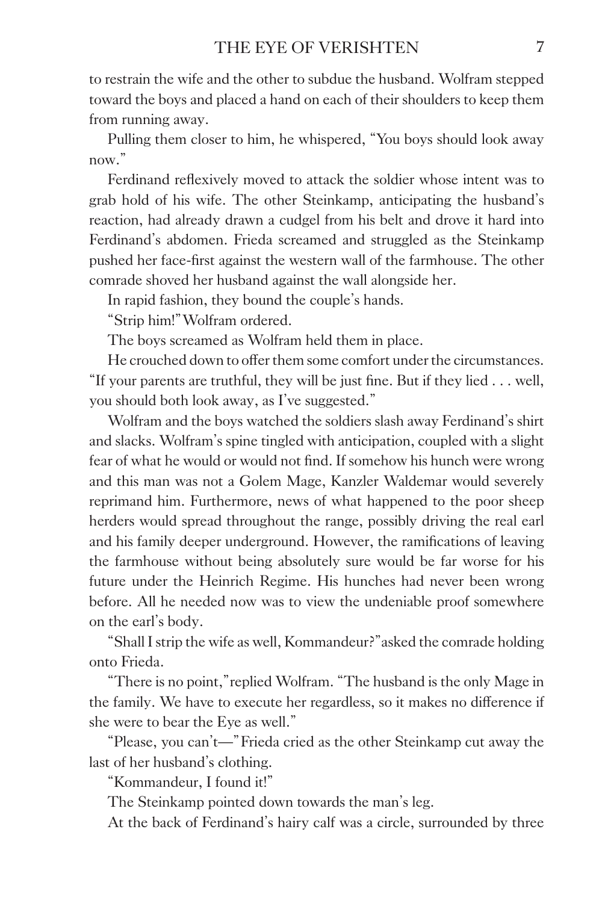to restrain the wife and the other to subdue the husband. Wolfram stepped toward the boys and placed a hand on each of their shoulders to keep them from running away.

Pulling them closer to him, he whispered, "You boys should look away now."

Ferdinand reflexively moved to attack the soldier whose intent was to grab hold of his wife. The other Steinkamp, anticipating the husband's reaction, had already drawn a cudgel from his belt and drove it hard into Ferdinand's abdomen. Frieda screamed and struggled as the Steinkamp pushed her face-first against the western wall of the farmhouse. The other comrade shoved her husband against the wall alongside her.

In rapid fashion, they bound the couple's hands.

"Strip him!" Wolfram ordered.

The boys screamed as Wolfram held them in place.

He crouched down to offer them some comfort under the circumstances. "If your parents are truthful, they will be just fine. But if they lied . . . well, you should both look away, as I've suggested."

Wolfram and the boys watched the soldiers slash away Ferdinand's shirt and slacks. Wolfram's spine tingled with anticipation, coupled with a slight fear of what he would or would not find. If somehow his hunch were wrong and this man was not a Golem Mage, Kanzler Waldemar would severely reprimand him. Furthermore, news of what happened to the poor sheep herders would spread throughout the range, possibly driving the real earl and his family deeper underground. However, the ramifications of leaving the farmhouse without being absolutely sure would be far worse for his future under the Heinrich Regime. His hunches had never been wrong before. All he needed now was to view the undeniable proof somewhere on the earl's body.

"Shall I strip the wife as well, Kommandeur?" asked the comrade holding onto Frieda.

"There is no point," replied Wolfram. "The husband is the only Mage in the family. We have to execute her regardless, so it makes no difference if she were to bear the Eye as well."

"Please, you can't—" Frieda cried as the other Steinkamp cut away the last of her husband's clothing.

"Kommandeur, I found it!"

The Steinkamp pointed down towards the man's leg.

At the back of Ferdinand's hairy calf was a circle, surrounded by three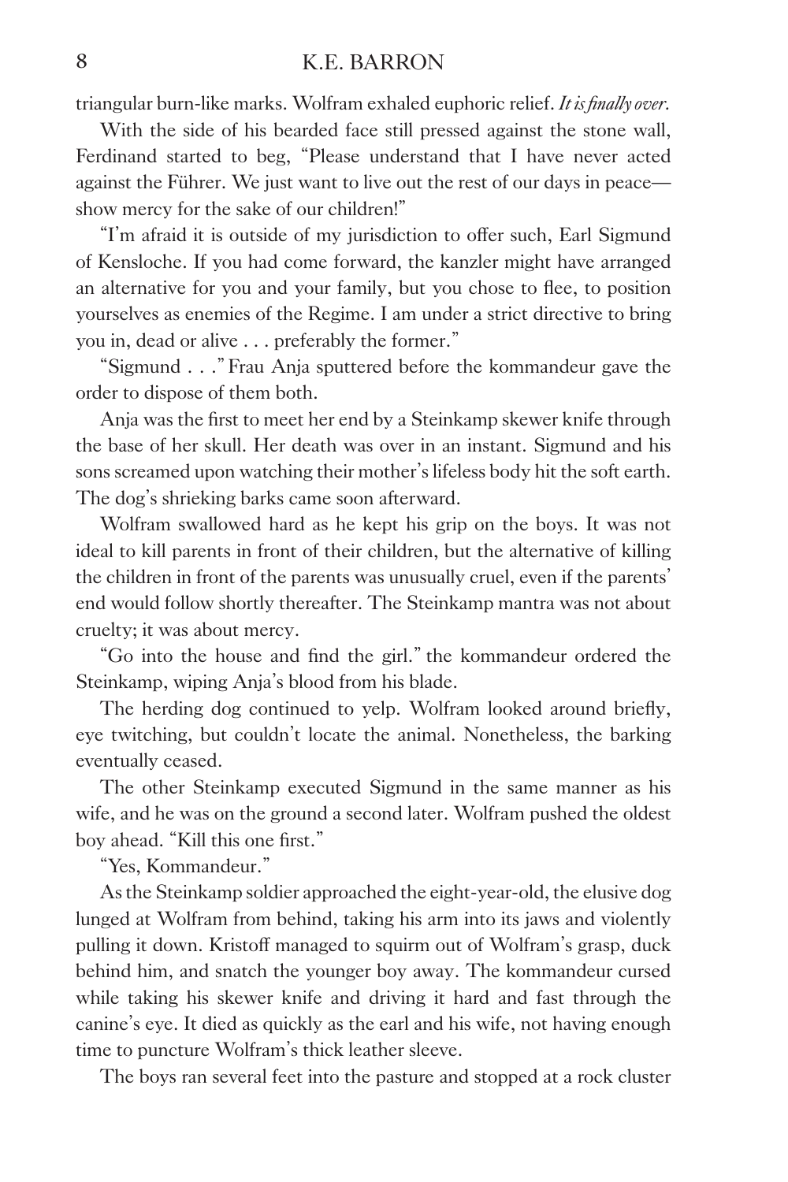triangular burn-like marks. Wolfram exhaled euphoric relief. *It is finally over.*

With the side of his bearded face still pressed against the stone wall, Ferdinand started to beg, "Please understand that I have never acted against the Führer. We just want to live out the rest of our days in peace—show mercy for the sake of our children!"

"I'm afraid it is outside of my jurisdiction to offer such, Earl Sigmund of Kensloche. If you had come forward, the kanzler might have arranged an alternative for you and your family, but you chose to flee, to position yourselves as enemies of the Regime. I am under a strict directive to bring you in, dead or alive . . . preferably the former."

"Sigmund . . ." Frau Anja sputtered before the kommandeur gave the order to dispose of them both.

Anja was the first to meet her end by a Steinkamp skewer knife through the base of her skull. Her death was over in an instant. Sigmund and his sons screamed upon watching their mother's lifeless body hit the soft earth. The dog's shrieking barks came soon afterward.

Wolfram swallowed hard as he kept his grip on the boys. It was not ideal to kill parents in front of their children, but the alternative of killing the children in front of the parents was unusually cruel, even if the parents' end would follow shortly thereafter. The Steinkamp mantra was not about cruelty; it was about mercy.

"Go into the house and find the girl." the kommandeur ordered the Steinkamp, wiping Anja's blood from his blade.

The herding dog continued to yelp. Wolfram looked around briefly, eye twitching, but couldn't locate the animal. Nonetheless, the barking eventually ceased.

The other Steinkamp executed Sigmund in the same manner as his wife, and he was on the ground a second later. Wolfram pushed the oldest boy ahead. "Kill this one first."

"Yes, Kommandeur."

As the Steinkamp soldier approached the eight-year-old, the elusive dog lunged at Wolfram from behind, taking his arm into its jaws and violently pulling it down. Kristoff managed to squirm out of Wolfram's grasp, duck behind him, and snatch the younger boy away. The kommandeur cursed while taking his skewer knife and driving it hard and fast through the canine's eye. It died as quickly as the earl and his wife, not having enough time to puncture Wolfram's thick leather sleeve.

The boys ran several feet into the pasture and stopped at a rock cluster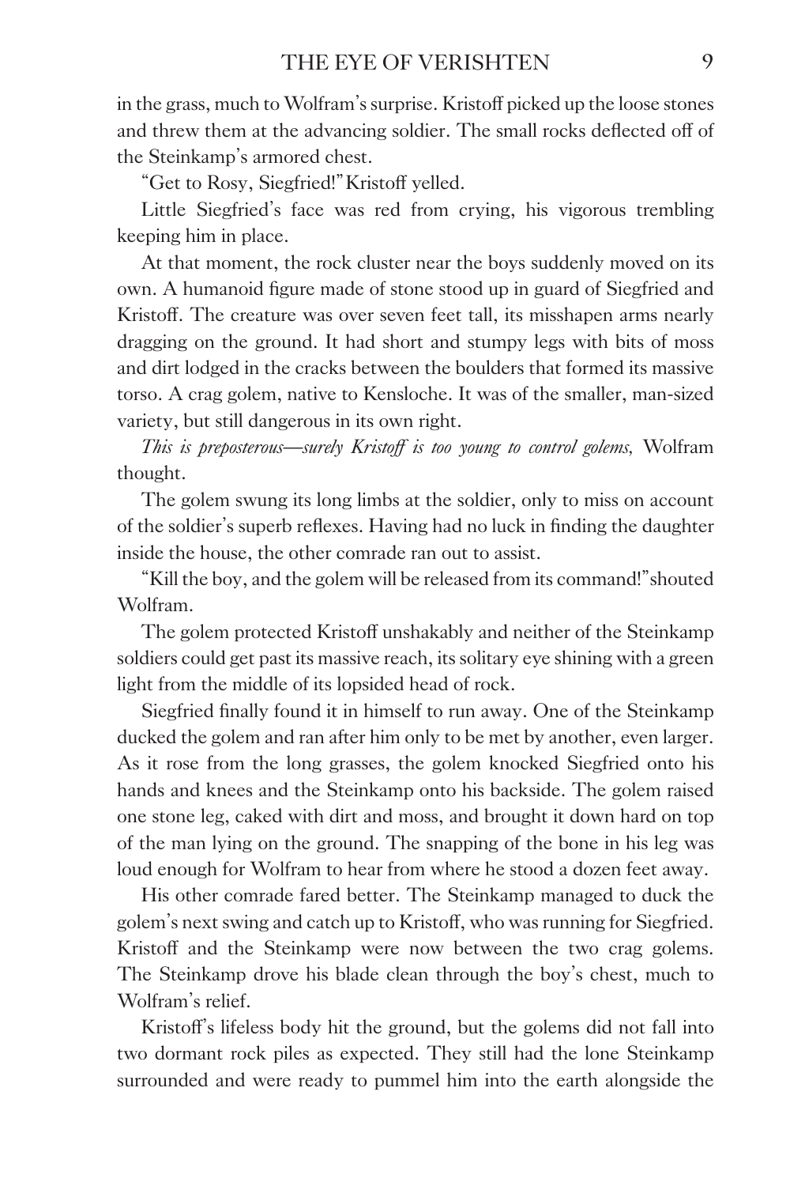in the grass, much to Wolfram's surprise. Kristoff picked up the loose stones and threw them at the advancing soldier. The small rocks deflected off of the Steinkamp's armored chest.

"Get to Rosy, Siegfried!" Kristoff yelled.

Little Siegfried's face was red from crying, his vigorous trembling keeping him in place.

At that moment, the rock cluster near the boys suddenly moved on its own. A humanoid figure made of stone stood up in guard of Siegfried and Kristoff. The creature was over seven feet tall, its misshapen arms nearly dragging on the ground. It had short and stumpy legs with bits of moss and dirt lodged in the cracks between the boulders that formed its massive torso. A crag golem, native to Kensloche. It was of the smaller, man-sized variety, but still dangerous in its own right.

*This is preposterous—surely Kristoff is too young to control golems,* Wolfram thought.

The golem swung its long limbs at the soldier, only to miss on account of the soldier's superb reflexes. Having had no luck in finding the daughter inside the house, the other comrade ran out to assist.

"Kill the boy, and the golem will be released from its command!" shouted Wolfram.

The golem protected Kristoff unshakably and neither of the Steinkamp soldiers could get past its massive reach, its solitary eye shining with a green light from the middle of its lopsided head of rock.

Siegfried finally found it in himself to run away. One of the Steinkamp ducked the golem and ran after him only to be met by another, even larger. As it rose from the long grasses, the golem knocked Siegfried onto his hands and knees and the Steinkamp onto his backside. The golem raised one stone leg, caked with dirt and moss, and brought it down hard on top of the man lying on the ground. The snapping of the bone in his leg was loud enough for Wolfram to hear from where he stood a dozen feet away.

His other comrade fared better. The Steinkamp managed to duck the golem's next swing and catch up to Kristoff, who was running for Siegfried. Kristoff and the Steinkamp were now between the two crag golems. The Steinkamp drove his blade clean through the boy's chest, much to Wolfram's relief.

Kristoff's lifeless body hit the ground, but the golems did not fall into two dormant rock piles as expected. They still had the lone Steinkamp surrounded and were ready to pummel him into the earth alongside the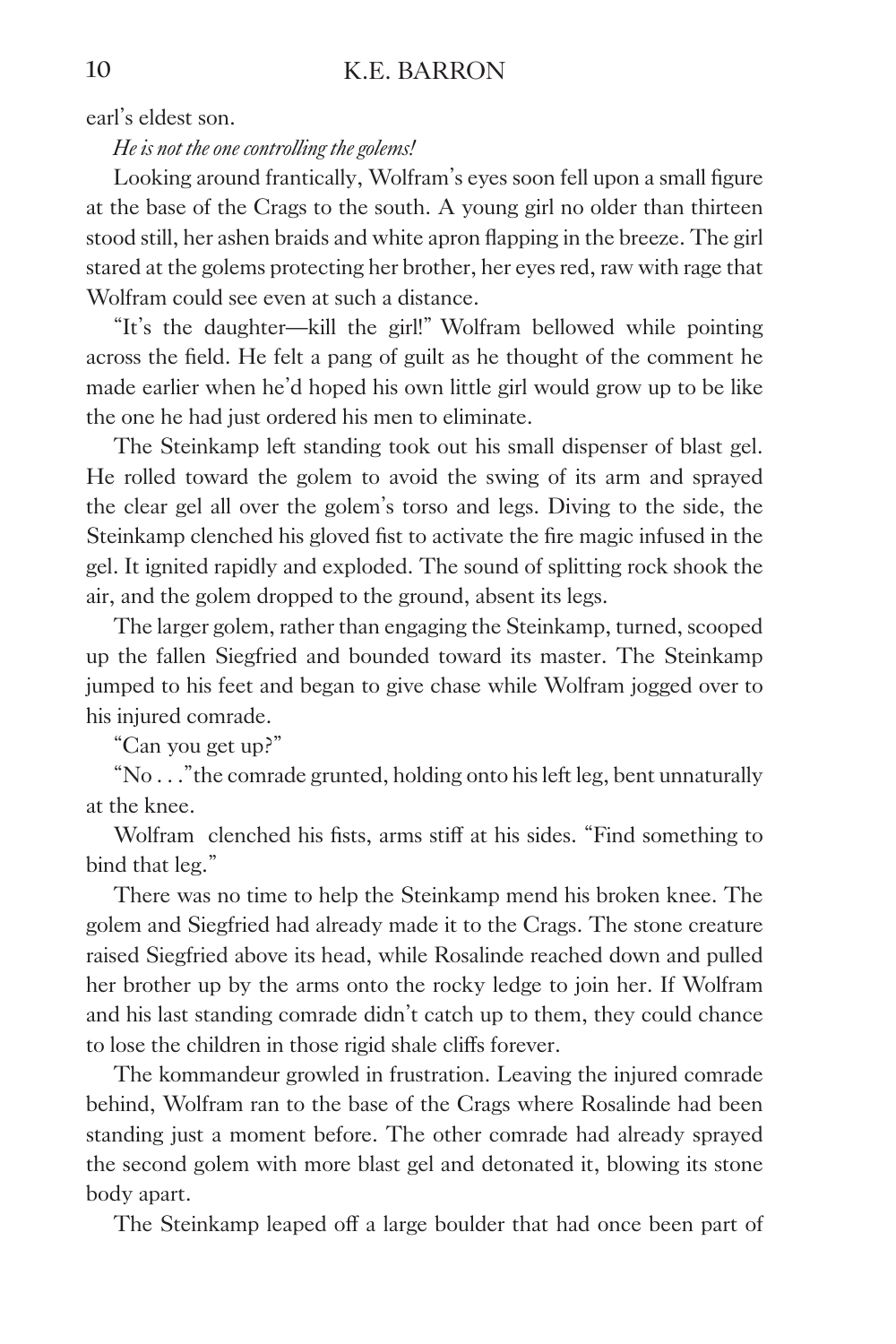earl's eldest son.

*He is not the one controlling the golems!*

Looking around frantically, Wolfram's eyes soon fell upon a small figure at the base of the Crags to the south. A young girl no older than thirteen stood still, her ashen braids and white apron flapping in the breeze. The girl stared at the golems protecting her brother, her eyes red, raw with rage that Wolfram could see even at such a distance.

"It's the daughter—kill the girl!" Wolfram bellowed while pointing across the field. He felt a pang of guilt as he thought of the comment he made earlier when he'd hoped his own little girl would grow up to be like the one he had just ordered his men to eliminate.

The Steinkamp left standing took out his small dispenser of blast gel. He rolled toward the golem to avoid the swing of its arm and sprayed the clear gel all over the golem's torso and legs. Diving to the side, the Steinkamp clenched his gloved fist to activate the fire magic infused in the gel. It ignited rapidly and exploded. The sound of splitting rock shook the air, and the golem dropped to the ground, absent its legs.

The larger golem, rather than engaging the Steinkamp, turned, scooped up the fallen Siegfried and bounded toward its master. The Steinkamp jumped to his feet and began to give chase while Wolfram jogged over to his injured comrade.

"Can you get up?"

"No . . ." the comrade grunted, holding onto his left leg, bent unnaturally at the knee.

Wolfram clenched his fists, arms stiff at his sides. "Find something to bind that leg."

There was no time to help the Steinkamp mend his broken knee. The golem and Siegfried had already made it to the Crags. The stone creature raised Siegfried above its head, while Rosalinde reached down and pulled her brother up by the arms onto the rocky ledge to join her. If Wolfram and his last standing comrade didn't catch up to them, they could chance to lose the children in those rigid shale cliffs forever.

The kommandeur growled in frustration. Leaving the injured comrade behind, Wolfram ran to the base of the Crags where Rosalinde had been standing just a moment before. The other comrade had already sprayed the second golem with more blast gel and detonated it, blowing its stone body apart.

The Steinkamp leaped off a large boulder that had once been part of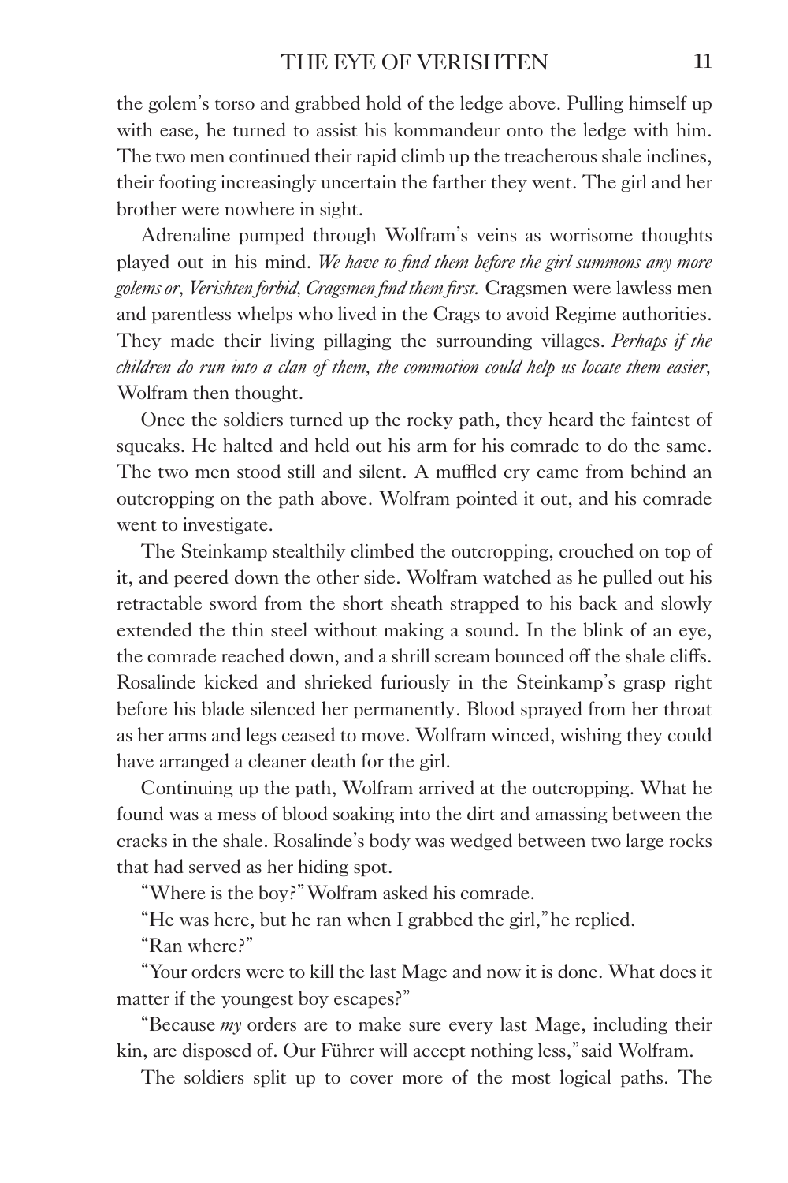the golem's torso and grabbed hold of the ledge above. Pulling himself up with ease, he turned to assist his kommandeur onto the ledge with him. The two men continued their rapid climb up the treacherous shale inclines, their footing increasingly uncertain the farther they went. The girl and her brother were nowhere in sight.

Adrenaline pumped through Wolfram's veins as worrisome thoughts played out in his mind. *We have to find them before the girl summons any more golems or, Verishten forbid, Cragsmen find them first.* Cragsmen were lawless men and parentless whelps who lived in the Crags to avoid Regime authorities. They made their living pillaging the surrounding villages. *Perhaps if the children do run into a clan of them, the commotion could help us locate them easier,* Wolfram then thought.

Once the soldiers turned up the rocky path, they heard the faintest of squeaks. He halted and held out his arm for his comrade to do the same. The two men stood still and silent. A muffled cry came from behind an outcropping on the path above. Wolfram pointed it out, and his comrade went to investigate.

The Steinkamp stealthily climbed the outcropping, crouched on top of it, and peered down the other side. Wolfram watched as he pulled out his retractable sword from the short sheath strapped to his back and slowly extended the thin steel without making a sound. In the blink of an eye, the comrade reached down, and a shrill scream bounced off the shale cliffs. Rosalinde kicked and shrieked furiously in the Steinkamp's grasp right before his blade silenced her permanently. Blood sprayed from her throat as her arms and legs ceased to move. Wolfram winced, wishing they could have arranged a cleaner death for the girl.

Continuing up the path, Wolfram arrived at the outcropping. What he found was a mess of blood soaking into the dirt and amassing between the cracks in the shale. Rosalinde's body was wedged between two large rocks that had served as her hiding spot.

"Where is the boy?" Wolfram asked his comrade.

"He was here, but he ran when I grabbed the girl," he replied.

"Ran where?"

"Your orders were to kill the last Mage and now it is done. What does it matter if the youngest boy escapes?"

"Because *my* orders are to make sure every last Mage, including their kin, are disposed of. Our Führer will accept nothing less," said Wolfram.

The soldiers split up to cover more of the most logical paths. The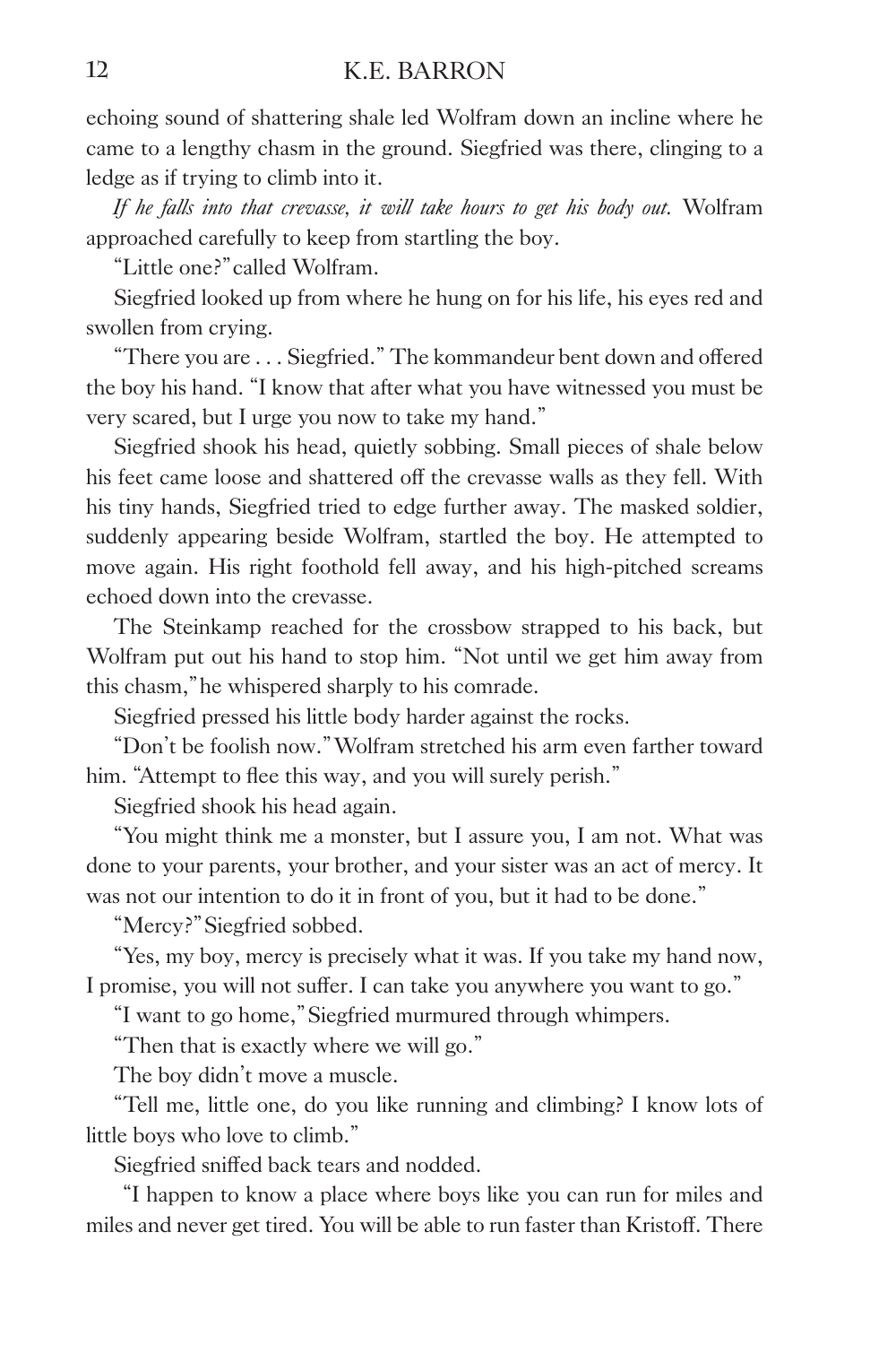echoing sound of shattering shale led Wolfram down an incline where he came to a lengthy chasm in the ground. Siegfried was there, clinging to a ledge as if trying to climb into it.

*If he falls into that crevasse, it will take hours to get his body out.* Wolfram approached carefully to keep from startling the boy.

"Little one?" called Wolfram.

Siegfried looked up from where he hung on for his life, his eyes red and swollen from crying.

"There you are . . . Siegfried." The kommandeur bent down and offered the boy his hand. "I know that after what you have witnessed you must be very scared, but I urge you now to take my hand."

Siegfried shook his head, quietly sobbing. Small pieces of shale below his feet came loose and shattered off the crevasse walls as they fell. With his tiny hands, Siegfried tried to edge further away. The masked soldier, suddenly appearing beside Wolfram, startled the boy. He attempted to move again. His right foothold fell away, and his high-pitched screams echoed down into the crevasse.

The Steinkamp reached for the crossbow strapped to his back, but Wolfram put out his hand to stop him. "Not until we get him away from this chasm," he whispered sharply to his comrade.

Siegfried pressed his little body harder against the rocks.

"Don't be foolish now." Wolfram stretched his arm even farther toward him. "Attempt to flee this way, and you will surely perish."

Siegfried shook his head again.

"You might think me a monster, but I assure you, I am not. What was done to your parents, your brother, and your sister was an act of mercy. It was not our intention to do it in front of you, but it had to be done."

"Mercy?" Siegfried sobbed.

"Yes, my boy, mercy is precisely what it was. If you take my hand now, I promise, you will not suffer. I can take you anywhere you want to go."

"I want to go home," Siegfried murmured through whimpers.

"Then that is exactly where we will go."

The boy didn't move a muscle.

"Tell me, little one, do you like running and climbing? I know lots of little boys who love to climb."

Siegfried sniffed back tears and nodded.

"I happen to know a place where boys like you can run for miles and miles and never get tired. You will be able to run faster than Kristoff. There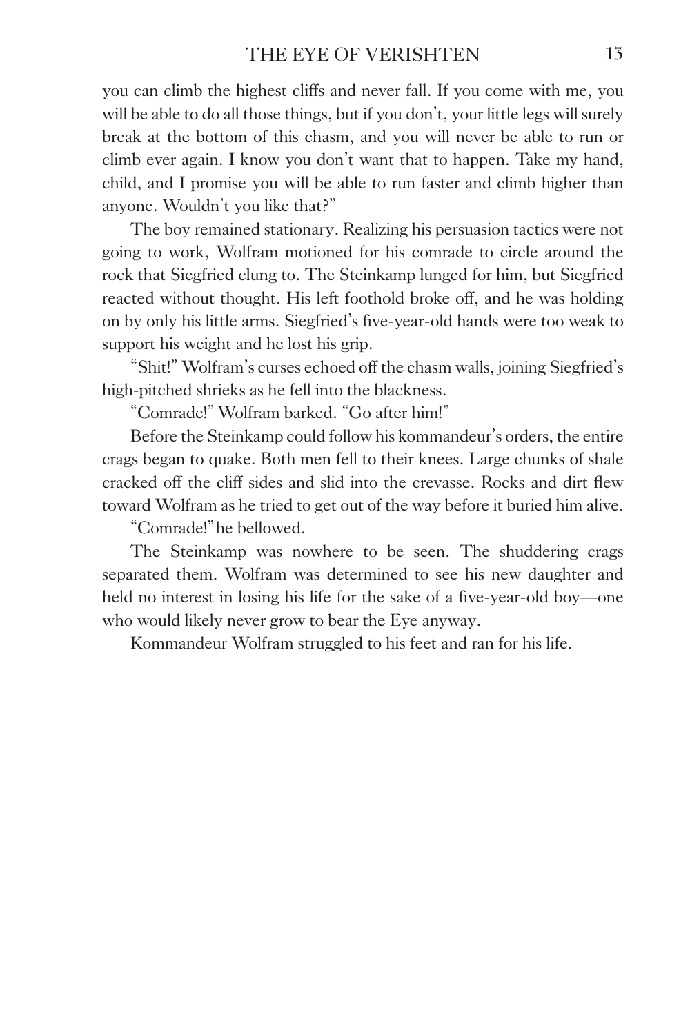you can climb the highest cliffs and never fall. If you come with me, you will be able to do all those things, but if you don't, your little legs will surely break at the bottom of this chasm, and you will never be able to run or climb ever again. I know you don't want that to happen. Take my hand, child, and I promise you will be able to run faster and climb higher than anyone. Wouldn't you like that?"

The boy remained stationary. Realizing his persuasion tactics were not going to work, Wolfram motioned for his comrade to circle around the rock that Siegfried clung to. The Steinkamp lunged for him, but Siegfried reacted without thought. His left foothold broke off, and he was holding on by only his little arms. Siegfried's five-year-old hands were too weak to support his weight and he lost his grip.

"Shit!" Wolfram's curses echoed off the chasm walls, joining Siegfried's high-pitched shrieks as he fell into the blackness.

"Comrade!" Wolfram barked. "Go after him!"

Before the Steinkamp could follow his kommandeur's orders, the entire crags began to quake. Both men fell to their knees. Large chunks of shale cracked off the cliff sides and slid into the crevasse. Rocks and dirt flew toward Wolfram as he tried to get out of the way before it buried him alive.

"Comrade!" he bellowed.

The Steinkamp was nowhere to be seen. The shuddering crags separated them. Wolfram was determined to see his new daughter and held no interest in losing his life for the sake of a five-year-old boy—one who would likely never grow to bear the Eye anyway.

Kommandeur Wolfram struggled to his feet and ran for his life.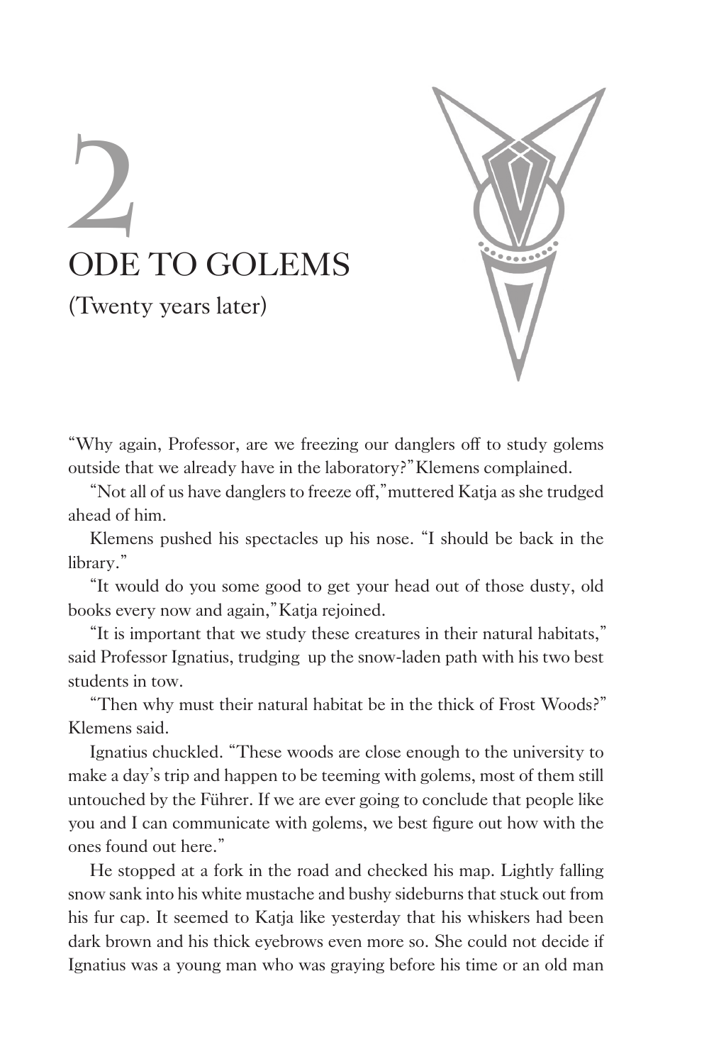# 2

# ODE TO GOLEMS

(Twenty years later)

"Why again, Professor, are we freezing our danglers off to study golems outside that we already have in the laboratory?" Klemens complained.

"Not all of us have danglers to freeze off," muttered Katja as she trudged ahead of him.

Klemens pushed his spectacles up his nose. "I should be back in the library."

"It would do you some good to get your head out of those dusty, old books every now and again," Katja rejoined.

"It is important that we study these creatures in their natural habitats," said Professor Ignatius, trudging up the snow-laden path with his two best students in tow.

"Then why must their natural habitat be in the thick of Frost Woods?" Klemens said.

Ignatius chuckled. "These woods are close enough to the university to make a day's trip and happen to be teeming with golems, most of them still untouched by the Führer. If we are ever going to conclude that people like you and I can communicate with golems, we best figure out how with the ones found out here."

He stopped at a fork in the road and checked his map. Lightly falling snow sank into his white mustache and bushy sideburns that stuck out from his fur cap. It seemed to Katja like yesterday that his whiskers had been dark brown and his thick eyebrows even more so. She could not decide if Ignatius was a young man who was graying before his time or an old man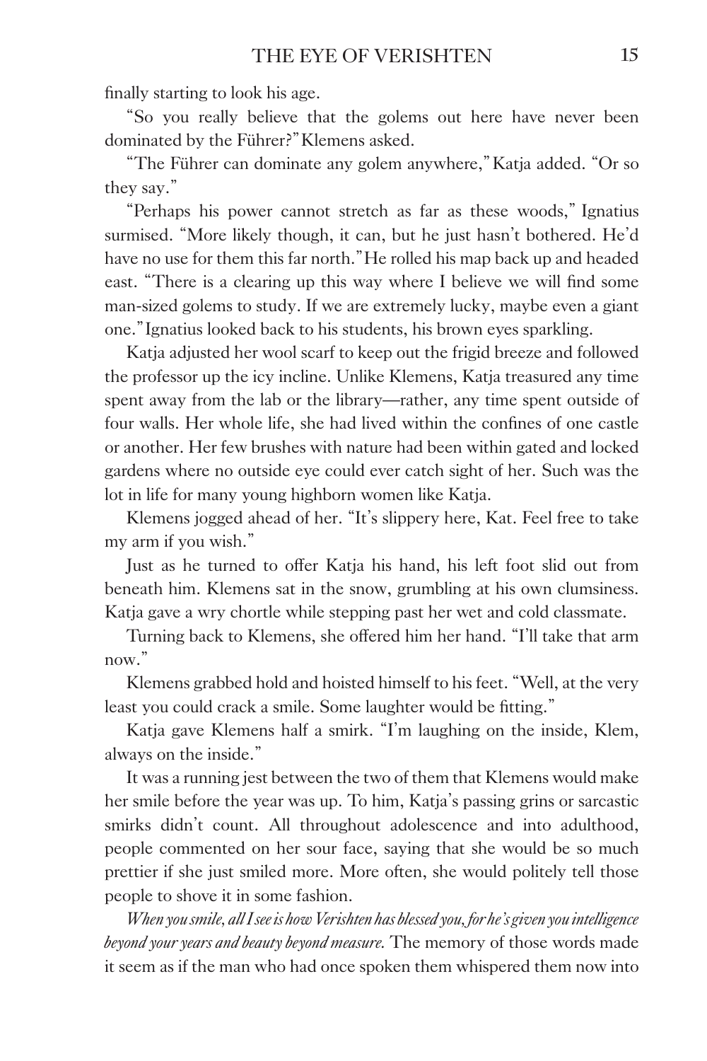finally starting to look his age.

"So you really believe that the golems out here have never been dominated by the Führer?" Klemens asked.

"The Führer can dominate any golem anywhere," Katja added. "Or so they say."

"Perhaps his power cannot stretch as far as these woods," Ignatius surmised. "More likely though, it can, but he just hasn't bothered. He'd have no use for them this far north." He rolled his map back up and headed east. "There is a clearing up this way where I believe we will find some man-sized golems to study. If we are extremely lucky, maybe even a giant one." Ignatius looked back to his students, his brown eyes sparkling.

Katja adjusted her wool scarf to keep out the frigid breeze and followed the professor up the icy incline. Unlike Klemens, Katja treasured any time spent away from the lab or the library—rather, any time spent outside of four walls. Her whole life, she had lived within the confines of one castle or another. Her few brushes with nature had been within gated and locked gardens where no outside eye could ever catch sight of her. Such was the lot in life for many young highborn women like Katja.

Klemens jogged ahead of her. "It's slippery here, Kat. Feel free to take my arm if you wish."

Just as he turned to offer Katja his hand, his left foot slid out from beneath him. Klemens sat in the snow, grumbling at his own clumsiness. Katja gave a wry chortle while stepping past her wet and cold classmate.

Turning back to Klemens, she offered him her hand. "I'll take that arm now."

Klemens grabbed hold and hoisted himself to his feet. "Well, at the very least you could crack a smile. Some laughter would be fitting."

Katja gave Klemens half a smirk. "I'm laughing on the inside, Klem, always on the inside."

It was a running jest between the two of them that Klemens would make her smile before the year was up. To him, Katja's passing grins or sarcastic smirks didn't count. All throughout adolescence and into adulthood, people commented on her sour face, saying that she would be so much prettier if she just smiled more. More often, she would politely tell those people to shove it in some fashion.

*When you smile, all I see is how Verishten has blessed you, for he's given you intelligence beyond your years and beauty beyond measure.* The memory of those words made it seem as if the man who had once spoken them whispered them now into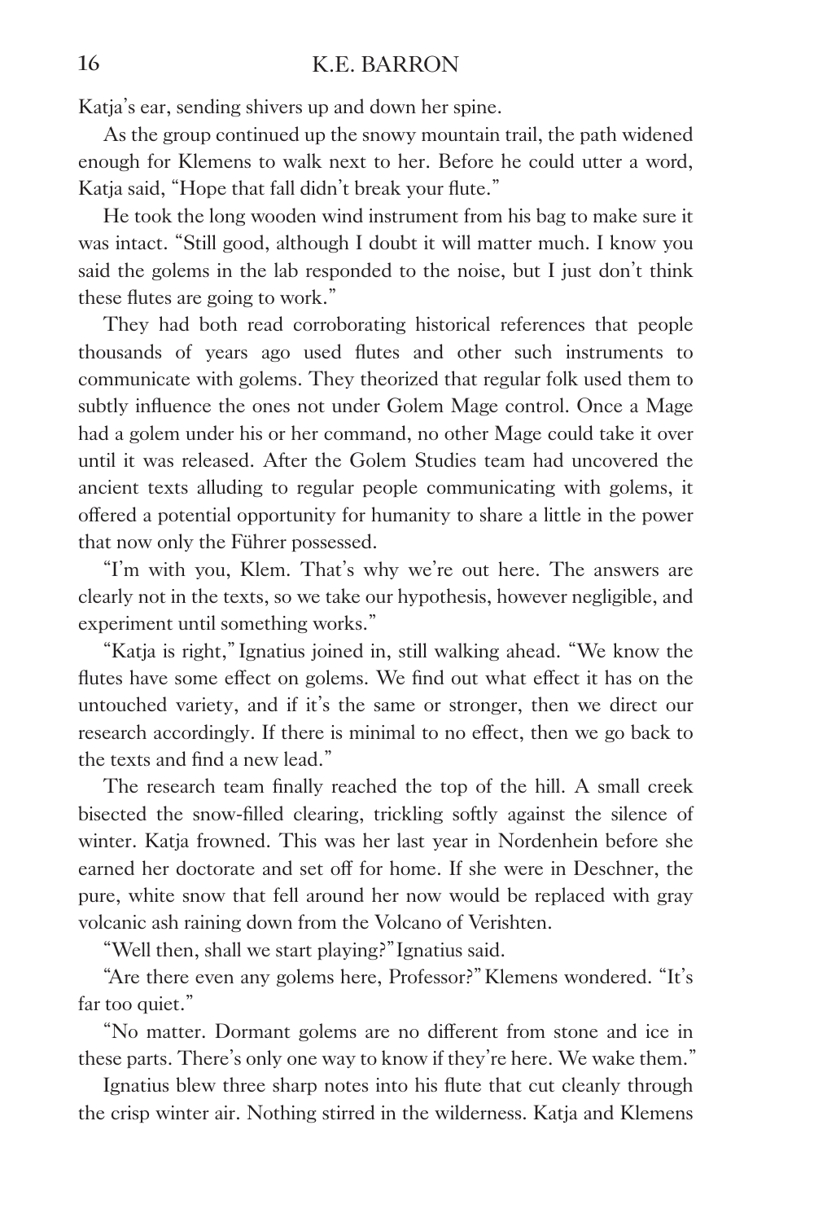Katja's ear, sending shivers up and down her spine.

As the group continued up the snowy mountain trail, the path widened enough for Klemens to walk next to her. Before he could utter a word, Katja said, "Hope that fall didn't break your flute."

He took the long wooden wind instrument from his bag to make sure it was intact. "Still good, although I doubt it will matter much. I know you said the golems in the lab responded to the noise, but I just don't think these flutes are going to work."

They had both read corroborating historical references that people thousands of years ago used flutes and other such instruments to communicate with golems. They theorized that regular folk used them to subtly influence the ones not under Golem Mage control. Once a Mage had a golem under his or her command, no other Mage could take it over until it was released. After the Golem Studies team had uncovered the ancient texts alluding to regular people communicating with golems, it offered a potential opportunity for humanity to share a little in the power that now only the Führer possessed.

"I'm with you, Klem. That's why we're out here. The answers are clearly not in the texts, so we take our hypothesis, however negligible, and experiment until something works."

"Katja is right," Ignatius joined in, still walking ahead. "We know the flutes have some effect on golems. We find out what effect it has on the untouched variety, and if it's the same or stronger, then we direct our research accordingly. If there is minimal to no effect, then we go back to the texts and find a new lead."

The research team finally reached the top of the hill. A small creek bisected the snow-filled clearing, trickling softly against the silence of winter. Katja frowned. This was her last year in Nordenhein before she earned her doctorate and set off for home. If she were in Deschner, the pure, white snow that fell around her now would be replaced with gray volcanic ash raining down from the Volcano of Verishten.

"Well then, shall we start playing?" Ignatius said.

"Are there even any golems here, Professor?" Klemens wondered. "It's far too quiet."

"No matter. Dormant golems are no different from stone and ice in these parts. There's only one way to know if they're here. We wake them."

Ignatius blew three sharp notes into his flute that cut cleanly through the crisp winter air. Nothing stirred in the wilderness. Katja and Klemens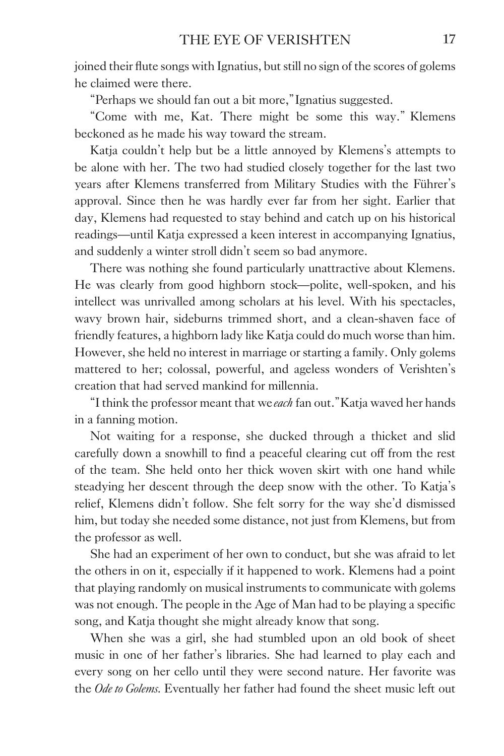joined their flute songs with Ignatius, but still no sign of the scores of golems he claimed were there.

"Perhaps we should fan out a bit more," Ignatius suggested.

"Come with me, Kat. There might be some this way." Klemens beckoned as he made his way toward the stream.

Katja couldn't help but be a little annoyed by Klemens's attempts to be alone with her. The two had studied closely together for the last two years after Klemens transferred from Military Studies with the Führer's approval. Since then he was hardly ever far from her sight. Earlier that day, Klemens had requested to stay behind and catch up on his historical readings—until Katja expressed a keen interest in accompanying Ignatius, and suddenly a winter stroll didn't seem so bad anymore.

There was nothing she found particularly unattractive about Klemens. He was clearly from good highborn stock—polite, well-spoken, and his intellect was unrivalled among scholars at his level. With his spectacles, wavy brown hair, sideburns trimmed short, and a clean-shaven face of friendly features, a highborn lady like Katja could do much worse than him. However, she held no interest in marriage or starting a family. Only golems mattered to her; colossal, powerful, and ageless wonders of Verishten's creation that had served mankind for millennia.

"I think the professor meant that we *each* fan out." Katja waved her hands in a fanning motion.

Not waiting for a response, she ducked through a thicket and slid carefully down a snowhill to find a peaceful clearing cut off from the rest of the team. She held onto her thick woven skirt with one hand while steadying her descent through the deep snow with the other. To Katja's relief, Klemens didn't follow. She felt sorry for the way she'd dismissed him, but today she needed some distance, not just from Klemens, but from the professor as well.

She had an experiment of her own to conduct, but she was afraid to let the others in on it, especially if it happened to work. Klemens had a point that playing randomly on musical instruments to communicate with golems was not enough. The people in the Age of Man had to be playing a specific song, and Katja thought she might already know that song.

When she was a girl, she had stumbled upon an old book of sheet music in one of her father's libraries. She had learned to play each and every song on her cello until they were second nature. Her favorite was the *Ode to Golems.* Eventually her father had found the sheet music left out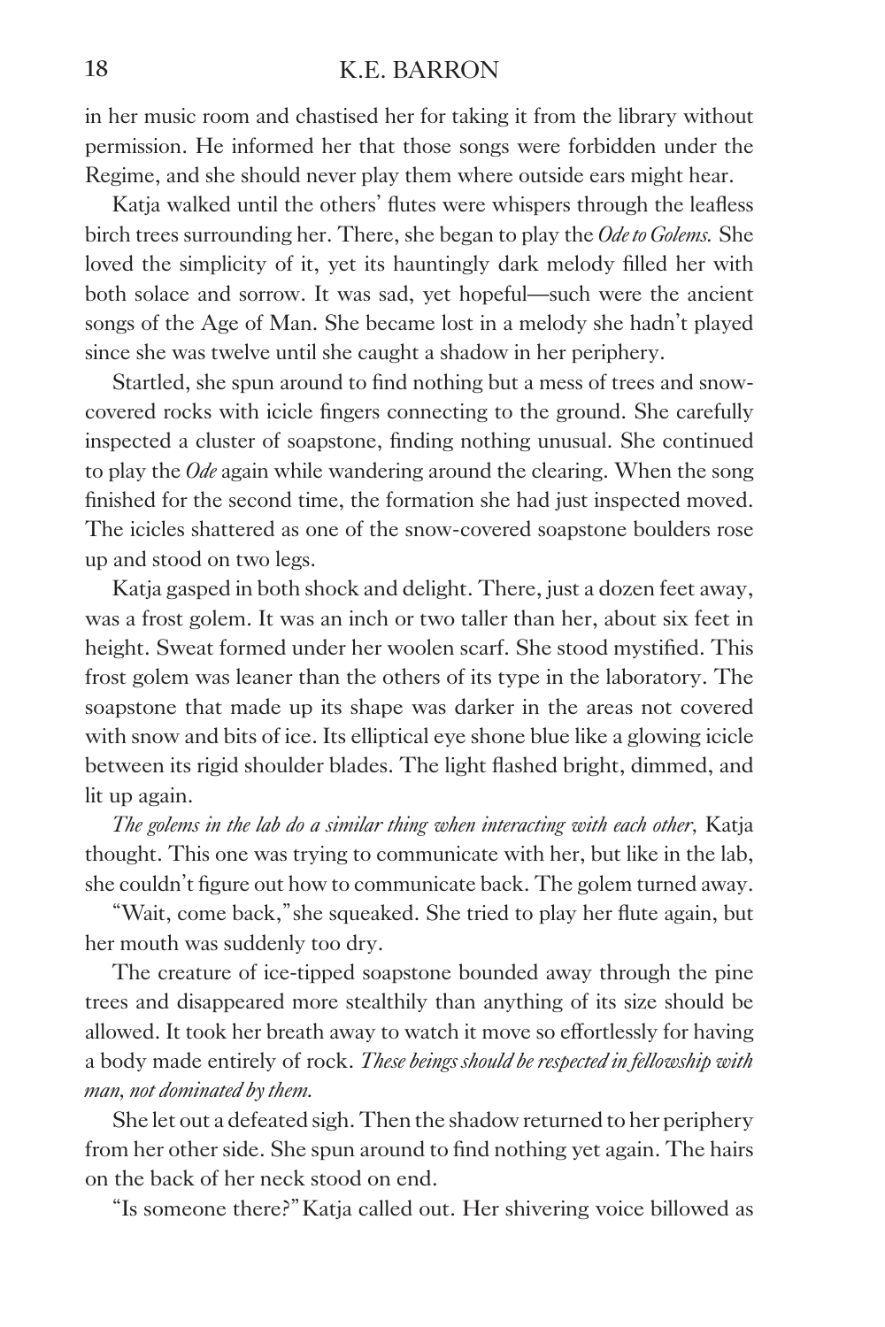in her music room and chastised her for taking it from the library without permission. He informed her that those songs were forbidden under the Regime, and she should never play them where outside ears might hear.

Katja walked until the others' flutes were whispers through the leafless birch trees surrounding her. There, she began to play the *Ode to Golems.* She loved the simplicity of it, yet its hauntingly dark melody filled her with both solace and sorrow. It was sad, yet hopeful—such were the ancient songs of the Age of Man. She became lost in a melody she hadn't played since she was twelve until she caught a shadow in her periphery.

Startled, she spun around to find nothing but a mess of trees and snow-covered rocks with icicle fingers connecting to the ground. She carefully inspected a cluster of soapstone, finding nothing unusual. She continued to play the *Ode* again while wandering around the clearing. When the song finished for the second time, the formation she had just inspected moved. The icicles shattered as one of the snow-covered soapstone boulders rose up and stood on two legs.

Katja gasped in both shock and delight. There, just a dozen feet away, was a frost golem. It was an inch or two taller than her, about six feet in height. Sweat formed under her woolen scarf. She stood mystified. This frost golem was leaner than the others of its type in the laboratory. The soapstone that made up its shape was darker in the areas not covered with snow and bits of ice. Its elliptical eye shone blue like a glowing icicle between its rigid shoulder blades. The light flashed bright, dimmed, and lit up again.

*The golems in the lab do a similar thing when interacting with each other,* Katja thought. This one was trying to communicate with her, but like in the lab, she couldn't figure out how to communicate back. The golem turned away.

"Wait, come back," she squeaked. She tried to play her flute again, but her mouth was suddenly too dry.

The creature of ice-tipped soapstone bounded away through the pine trees and disappeared more stealthily than anything of its size should be allowed. It took her breath away to watch it move so effortlessly for having a body made entirely of rock. *These beings should be respected in fellowship with man, not dominated by them.*

She let out a defeated sigh. Then the shadow returned to her periphery from her other side. She spun around to find nothing yet again. The hairs on the back of her neck stood on end.

"Is someone there?" Katja called out. Her shivering voice billowed as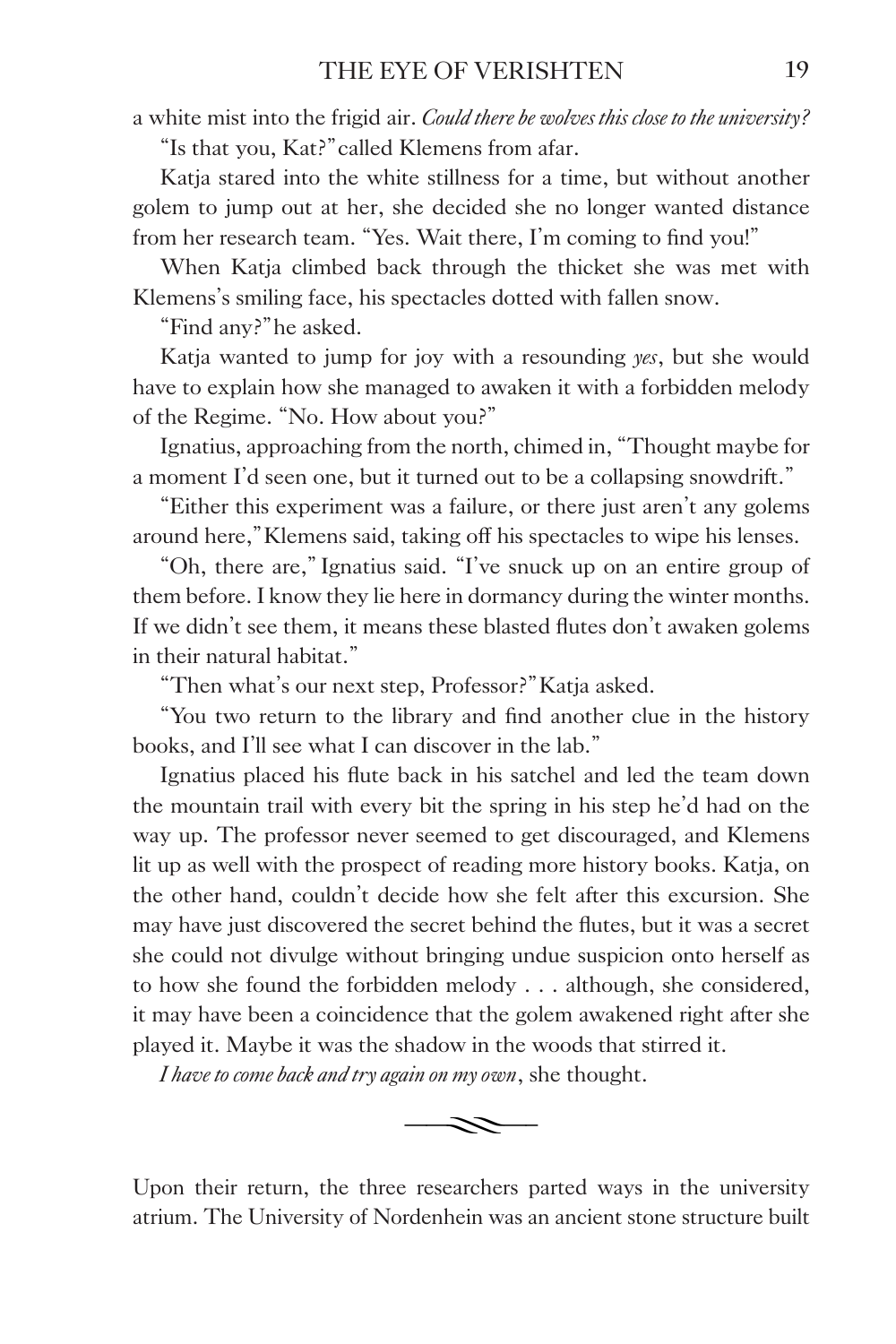a white mist into the frigid air. *Could there be wolves this close to the university?*

"Is that you, Kat?" called Klemens from afar.

Katja stared into the white stillness for a time, but without another golem to jump out at her, she decided she no longer wanted distance from her research team. "Yes. Wait there, I'm coming to find you!"

When Katja climbed back through the thicket she was met with Klemens's smiling face, his spectacles dotted with fallen snow.

"Find any?" he asked.

Katja wanted to jump for joy with a resounding *yes*, but she would have to explain how she managed to awaken it with a forbidden melody of the Regime. "No. How about you?"

Ignatius, approaching from the north, chimed in, "Thought maybe for a moment I'd seen one, but it turned out to be a collapsing snowdrift."

"Either this experiment was a failure, or there just aren't any golems around here," Klemens said, taking off his spectacles to wipe his lenses.

"Oh, there are," Ignatius said. "I've snuck up on an entire group of them before. I know they lie here in dormancy during the winter months. If we didn't see them, it means these blasted flutes don't awaken golems in their natural habitat."

"Then what's our next step, Professor?" Katja asked.

"You two return to the library and find another clue in the history books, and I'll see what I can discover in the lab."

Ignatius placed his flute back in his satchel and led the team down the mountain trail with every bit the spring in his step he'd had on the way up. The professor never seemed to get discouraged, and Klemens lit up as well with the prospect of reading more history books. Katja, on the other hand, couldn't decide how she felt after this excursion. She may have just discovered the secret behind the flutes, but it was a secret she could not divulge without bringing undue suspicion onto herself as to how she found the forbidden melody . . . although, she considered, it may have been a coincidence that the golem awakened right after she played it. Maybe it was the shadow in the woods that stirred it.

*I have to come back and try again on my own*, she thought.

---

Upon their return, the three researchers parted ways in the university atrium. The University of Nordenhein was an ancient stone structure built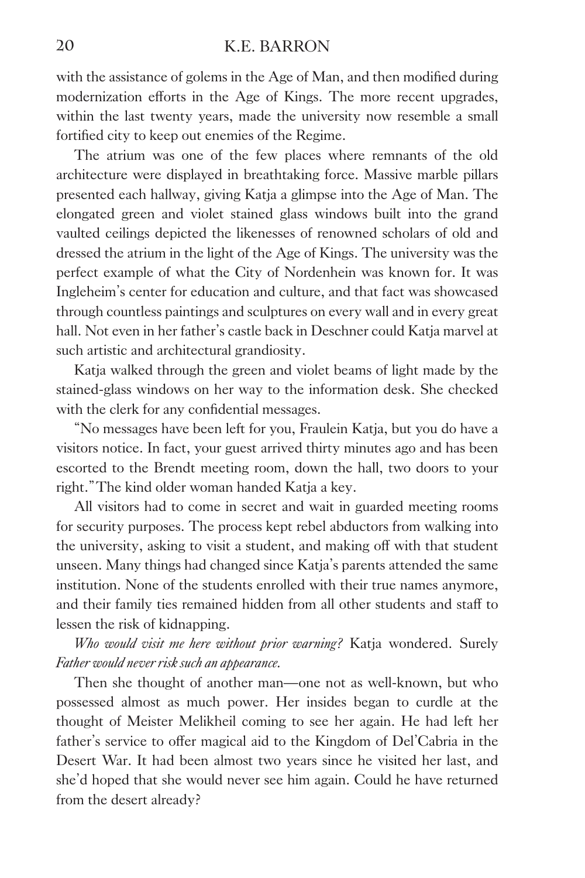with the assistance of golems in the Age of Man, and then modified during modernization efforts in the Age of Kings. The more recent upgrades, within the last twenty years, made the university now resemble a small fortified city to keep out enemies of the Regime.

The atrium was one of the few places where remnants of the old architecture were displayed in breathtaking force. Massive marble pillars presented each hallway, giving Katja a glimpse into the Age of Man. The elongated green and violet stained glass windows built into the grand vaulted ceilings depicted the likenesses of renowned scholars of old and dressed the atrium in the light of the Age of Kings. The university was the perfect example of what the City of Nordenhein was known for. It was Ingleheim's center for education and culture, and that fact was showcased through countless paintings and sculptures on every wall and in every great hall. Not even in her father's castle back in Deschner could Katja marvel at such artistic and architectural grandiosity.

Katja walked through the green and violet beams of light made by the stained-glass windows on her way to the information desk. She checked with the clerk for any confidential messages.

"No messages have been left for you, Fraulein Katja, but you do have a visitors notice. In fact, your guest arrived thirty minutes ago and has been escorted to the Brendt meeting room, down the hall, two doors to your right." The kind older woman handed Katja a key.

All visitors had to come in secret and wait in guarded meeting rooms for security purposes. The process kept rebel abductors from walking into the university, asking to visit a student, and making off with that student unseen. Many things had changed since Katja's parents attended the same institution. None of the students enrolled with their true names anymore, and their family ties remained hidden from all other students and staff to lessen the risk of kidnapping.

*Who would visit me here without prior warning?* Katja wondered. *Surely Father would never risk such an appearance.*

Then she thought of another man—one not as well-known, but who possessed almost as much power. Her insides began to curdle at the thought of Meister Melikheil coming to see her again. He had left her father's service to offer magical aid to the Kingdom of Del'Cabria in the Desert War. It had been almost two years since he visited her last, and she'd hoped that she would never see him again. Could he have returned from the desert already?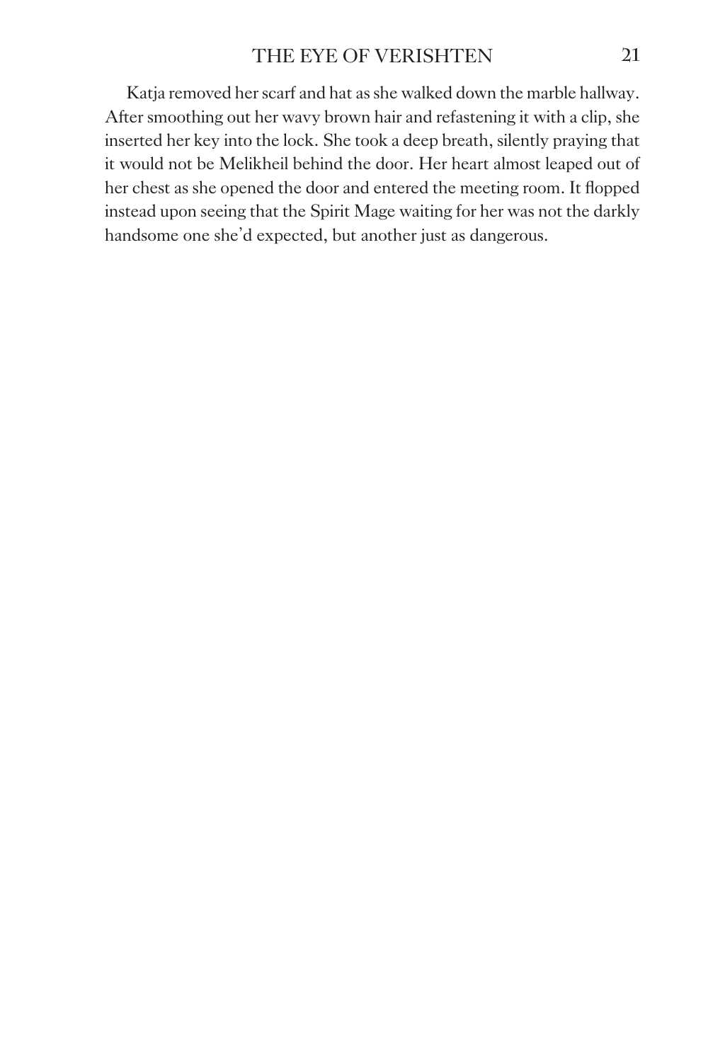Katja removed her scarf and hat as she walked down the marble hallway. After smoothing out her wavy brown hair and refastening it with a clip, she inserted her key into the lock. She took a deep breath, silently praying that it would not be Melikheil behind the door. Her heart almost leaped out of her chest as she opened the door and entered the meeting room. It flopped instead upon seeing that the Spirit Mage waiting for her was not the darkly handsome one she'd expected, but another just as dangerous.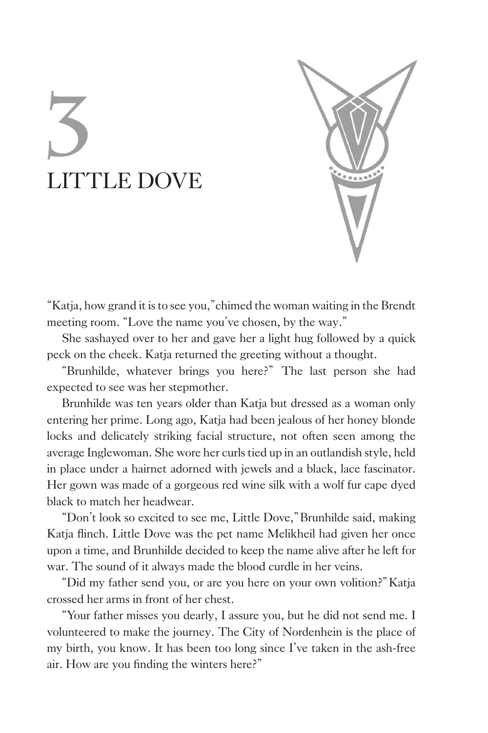# 3
# LITTLE DOVE

"Katja, how grand it is to see you," chimed the woman waiting in the Brendt meeting room. "Love the name you've chosen, by the way."

She sashayed over to her and gave her a light hug followed by a quick peck on the cheek. Katja returned the greeting without a thought.

"Brunhilde, whatever brings you here?" The last person she had expected to see was her stepmother.

Brunhilde was ten years older than Katja but dressed as a woman only entering her prime. Long ago, Katja had been jealous of her honey blonde locks and delicately striking facial structure, not often seen among the average Inglewoman. She wore her curls tied up in an outlandish style, held in place under a hairnet adorned with jewels and a black, lace fascinator. Her gown was made of a gorgeous red wine silk with a wolf fur cape dyed black to match her headwear.

"Don't look so excited to see me, Little Dove," Brunhilde said, making Katja flinch. Little Dove was the pet name Melikheil had given her once upon a time, and Brunhilde decided to keep the name alive after he left for war. The sound of it always made the blood curdle in her veins.

"Did my father send you, or are you here on your own volition?" Katja crossed her arms in front of her chest.

"Your father misses you dearly, I assure you, but he did not send me. I volunteered to make the journey. The City of Nordenhein is the place of my birth, you know. It has been too long since I've taken in the ash-free air. How are you finding the winters here?"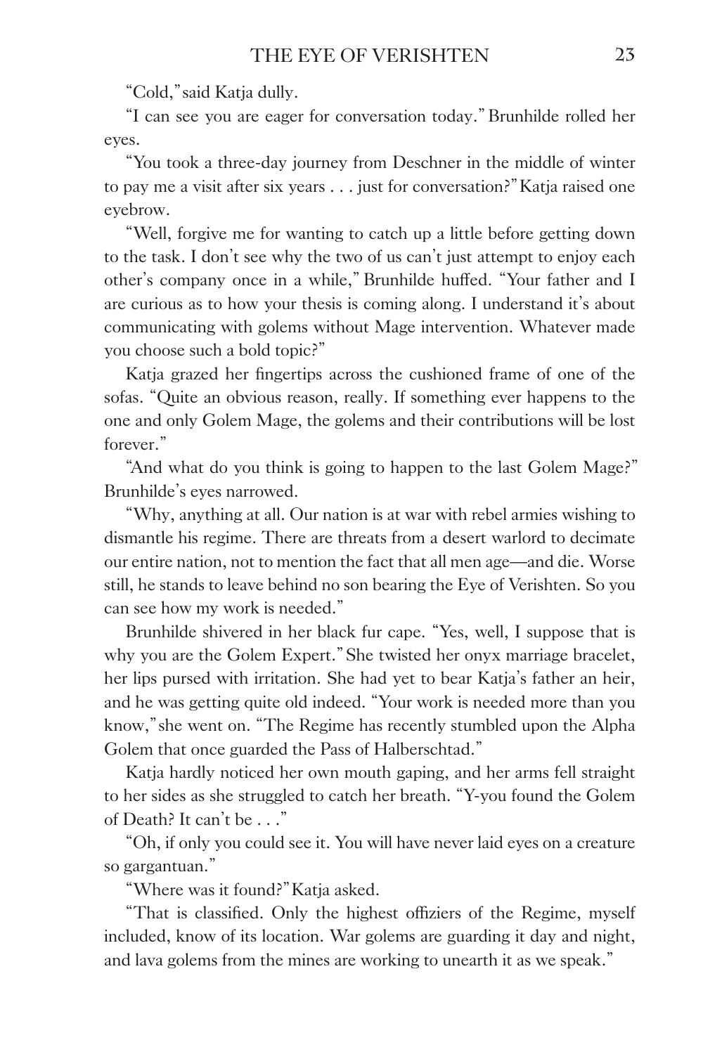"Cold," said Katja dully.

"I can see you are eager for conversation today." Brunhilde rolled her eyes.

"You took a three-day journey from Deschner in the middle of winter to pay me a visit after six years . . . just for conversation?" Katja raised one eyebrow.

"Well, forgive me for wanting to catch up a little before getting down to the task. I don't see why the two of us can't just attempt to enjoy each other's company once in a while," Brunhilde huffed. "Your father and I are curious as to how your thesis is coming along. I understand it's about communicating with golems without Mage intervention. Whatever made you choose such a bold topic?"

Katja grazed her fingertips across the cushioned frame of one of the sofas. "Quite an obvious reason, really. If something ever happens to the one and only Golem Mage, the golems and their contributions will be lost forever."

"And what do you think is going to happen to the last Golem Mage?" Brunhilde's eyes narrowed.

"Why, anything at all. Our nation is at war with rebel armies wishing to dismantle his regime. There are threats from a desert warlord to decimate our entire nation, not to mention the fact that all men age—and die. Worse still, he stands to leave behind no son bearing the Eye of Verishten. So you can see how my work is needed."

Brunhilde shivered in her black fur cape. "Yes, well, I suppose that is why you are the Golem Expert." She twisted her onyx marriage bracelet, her lips pursed with irritation. She had yet to bear Katja's father an heir, and he was getting quite old indeed. "Your work is needed more than you know," she went on. "The Regime has recently stumbled upon the Alpha Golem that once guarded the Pass of Halberschtad."

Katja hardly noticed her own mouth gaping, and her arms fell straight to her sides as she struggled to catch her breath. "Y-you found the Golem of Death? It can't be . . ."

"Oh, if only you could see it. You will have never laid eyes on a creature so gargantuan."

"Where was it found?" Katja asked.

"That is classified. Only the highest offiziers of the Regime, myself included, know of its location. War golems are guarding it day and night, and lava golems from the mines are working to unearth it as we speak."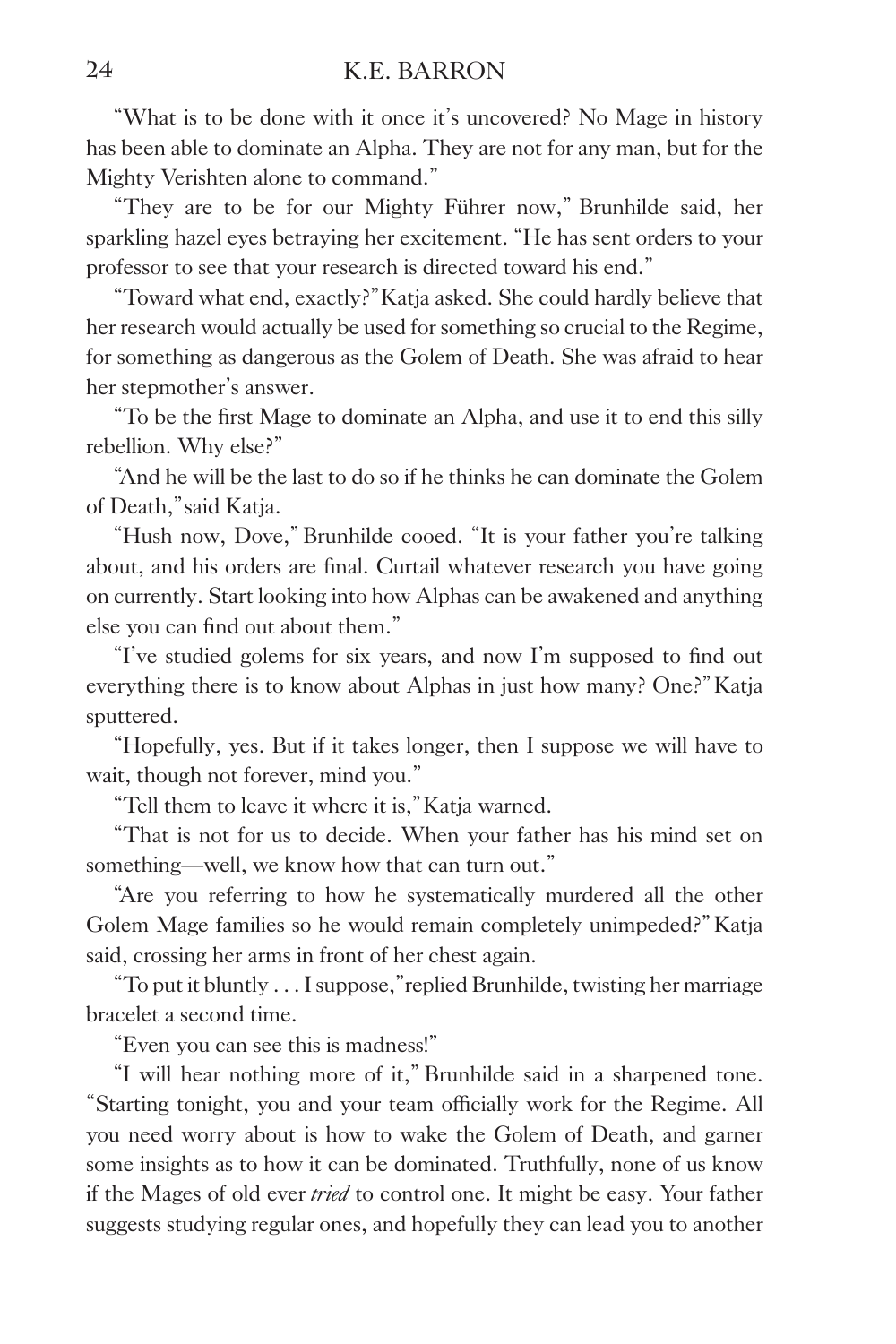"What is to be done with it once it's uncovered? No Mage in history has been able to dominate an Alpha. They are not for any man, but for the Mighty Verishten alone to command."

"They are to be for our Mighty Führer now," Brunhilde said, her sparkling hazel eyes betraying her excitement. "He has sent orders to your professor to see that your research is directed toward his end."

"Toward what end, exactly?" Katja asked. She could hardly believe that her research would actually be used for something so crucial to the Regime, for something as dangerous as the Golem of Death. She was afraid to hear her stepmother's answer.

"To be the first Mage to dominate an Alpha, and use it to end this silly rebellion. Why else?"

"And he will be the last to do so if he thinks he can dominate the Golem of Death," said Katja.

"Hush now, Dove," Brunhilde cooed. "It is your father you're talking about, and his orders are final. Curtail whatever research you have going on currently. Start looking into how Alphas can be awakened and anything else you can find out about them."

"I've studied golems for six years, and now I'm supposed to find out everything there is to know about Alphas in just how many? One?" Katja sputtered.

"Hopefully, yes. But if it takes longer, then I suppose we will have to wait, though not forever, mind you."

"Tell them to leave it where it is," Katja warned.

"That is not for us to decide. When your father has his mind set on something—well, we know how that can turn out."

"Are you referring to how he systematically murdered all the other Golem Mage families so he would remain completely unimpeded?" Katja said, crossing her arms in front of her chest again.

"To put it bluntly . . . I suppose," replied Brunhilde, twisting her marriage bracelet a second time.

"Even you can see this is madness!"

"I will hear nothing more of it," Brunhilde said in a sharpened tone. "Starting tonight, you and your team officially work for the Regime. All you need worry about is how to wake the Golem of Death, and garner some insights as to how it can be dominated. Truthfully, none of us know if the Mages of old ever *tried* to control one. It might be easy. Your father suggests studying regular ones, and hopefully they can lead you to another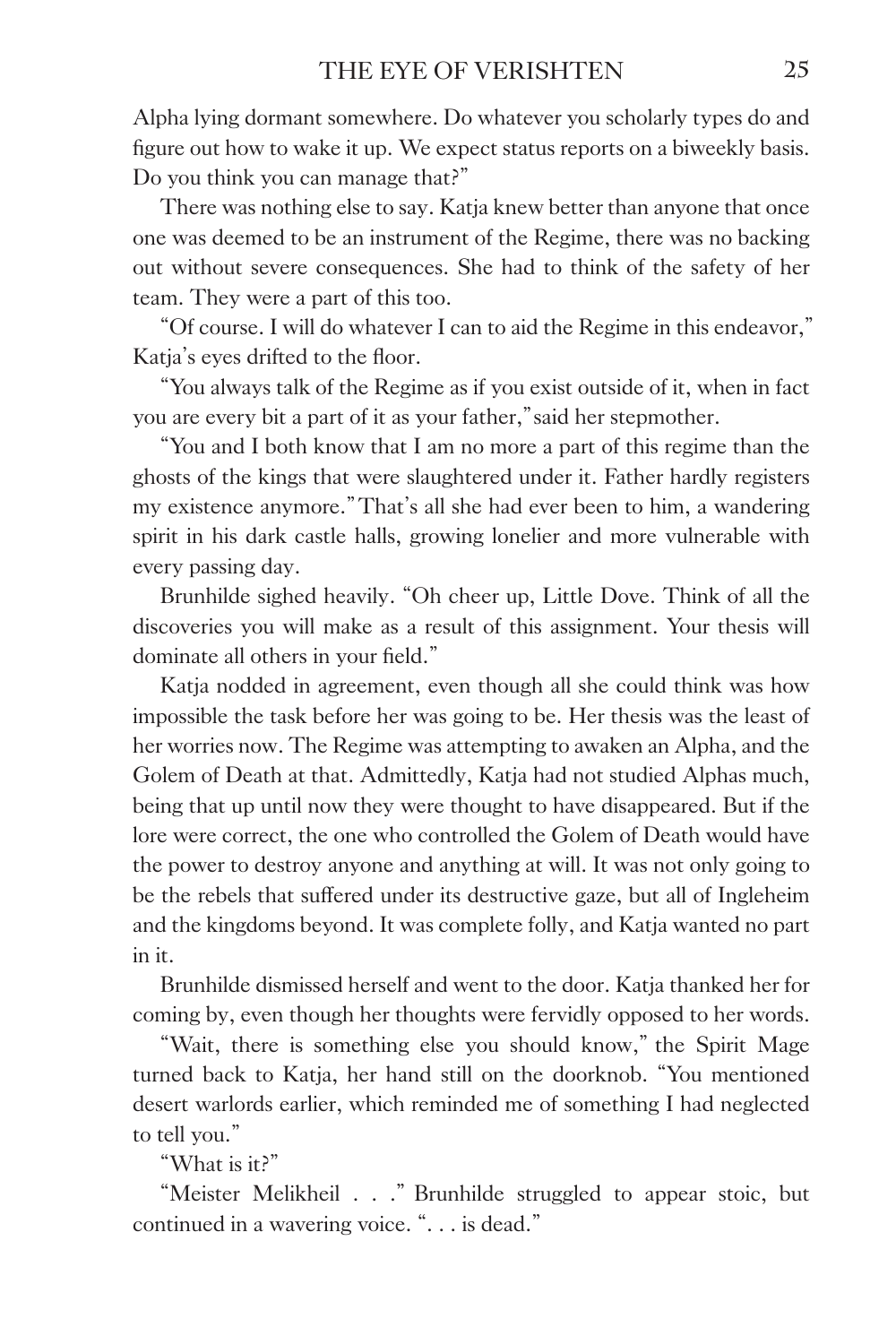Alpha lying dormant somewhere. Do whatever you scholarly types do and figure out how to wake it up. We expect status reports on a biweekly basis. Do you think you can manage that?"

There was nothing else to say. Katja knew better than anyone that once one was deemed to be an instrument of the Regime, there was no backing out without severe consequences. She had to think of the safety of her team. They were a part of this too.

"Of course. I will do whatever I can to aid the Regime in this endeavor," Katja's eyes drifted to the floor.

"You always talk of the Regime as if you exist outside of it, when in fact you are every bit a part of it as your father," said her stepmother.

"You and I both know that I am no more a part of this regime than the ghosts of the kings that were slaughtered under it. Father hardly registers my existence anymore." That's all she had ever been to him, a wandering spirit in his dark castle halls, growing lonelier and more vulnerable with every passing day.

Brunhilde sighed heavily. "Oh cheer up, Little Dove. Think of all the discoveries you will make as a result of this assignment. Your thesis will dominate all others in your field."

Katja nodded in agreement, even though all she could think was how impossible the task before her was going to be. Her thesis was the least of her worries now. The Regime was attempting to awaken an Alpha, and the Golem of Death at that. Admittedly, Katja had not studied Alphas much, being that up until now they were thought to have disappeared. But if the lore were correct, the one who controlled the Golem of Death would have the power to destroy anyone and anything at will. It was not only going to be the rebels that suffered under its destructive gaze, but all of Ingleheim and the kingdoms beyond. It was complete folly, and Katja wanted no part in it.

Brunhilde dismissed herself and went to the door. Katja thanked her for coming by, even though her thoughts were fervidly opposed to her words.

"Wait, there is something else you should know," the Spirit Mage turned back to Katja, her hand still on the doorknob. "You mentioned desert warlords earlier, which reminded me of something I had neglected to tell you."

"What is it?"

"Meister Melikheil . . ." Brunhilde struggled to appear stoic, but continued in a wavering voice. ". . . is dead."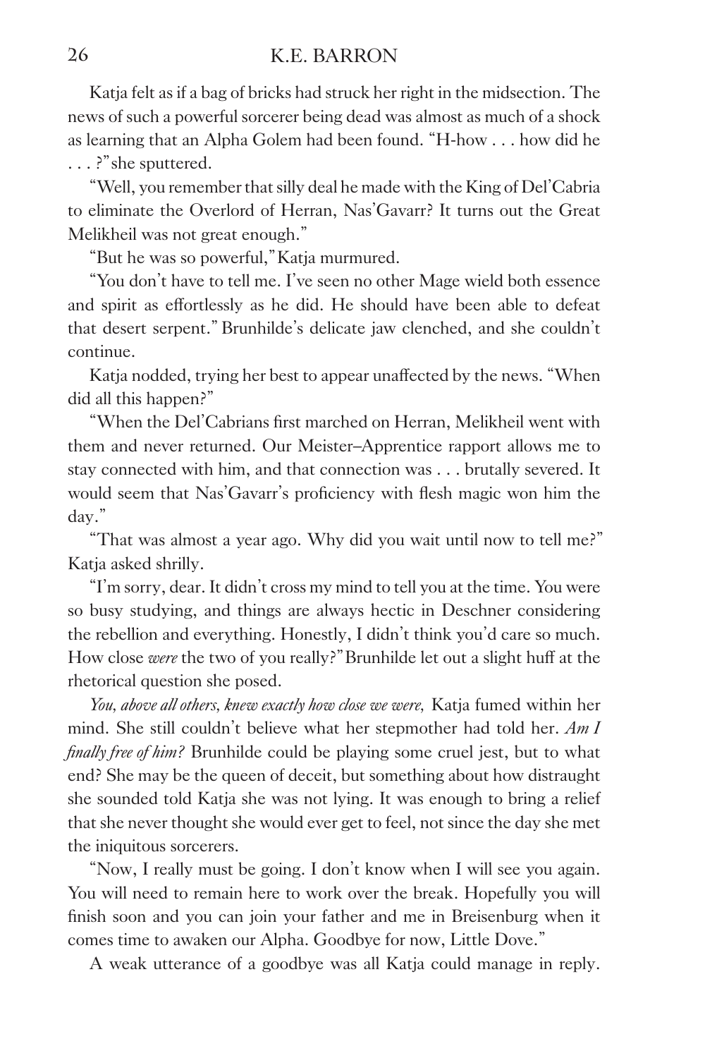Katja felt as if a bag of bricks had struck her right in the midsection. The news of such a powerful sorcerer being dead was almost as much of a shock as learning that an Alpha Golem had been found. "H-how . . . how did he . . . ?" she sputtered.

"Well, you remember that silly deal he made with the King of Del'Cabria to eliminate the Overlord of Herran, Nas'Gavarr? It turns out the Great Melikheil was not great enough."

"But he was so powerful," Katja murmured.

"You don't have to tell me. I've seen no other Mage wield both essence and spirit as effortlessly as he did. He should have been able to defeat that desert serpent." Brunhilde's delicate jaw clenched, and she couldn't continue.

Katja nodded, trying her best to appear unaffected by the news. "When did all this happen?"

"When the Del'Cabrians first marched on Herran, Melikheil went with them and never returned. Our Meister–Apprentice rapport allows me to stay connected with him, and that connection was . . . brutally severed. It would seem that Nas'Gavarr's proficiency with flesh magic won him the day."

"That was almost a year ago. Why did you wait until now to tell me?" Katja asked shrilly.

"I'm sorry, dear. It didn't cross my mind to tell you at the time. You were so busy studying, and things are always hectic in Deschner considering the rebellion and everything. Honestly, I didn't think you'd care so much. How close *were* the two of you really?" Brunhilde let out a slight huff at the rhetorical question she posed.

*You, above all others, knew exactly how close we were,* Katja fumed within her mind. She still couldn't believe what her stepmother had told her. *Am I finally free of him?* Brunhilde could be playing some cruel jest, but to what end? She may be the queen of deceit, but something about how distraught she sounded told Katja she was not lying. It was enough to bring a relief that she never thought she would ever get to feel, not since the day she met the iniquitous sorcerers.

"Now, I really must be going. I don't know when I will see you again. You will need to remain here to work over the break. Hopefully you will finish soon and you can join your father and me in Breisenburg when it comes time to awaken our Alpha. Goodbye for now, Little Dove."

A weak utterance of a goodbye was all Katja could manage in reply.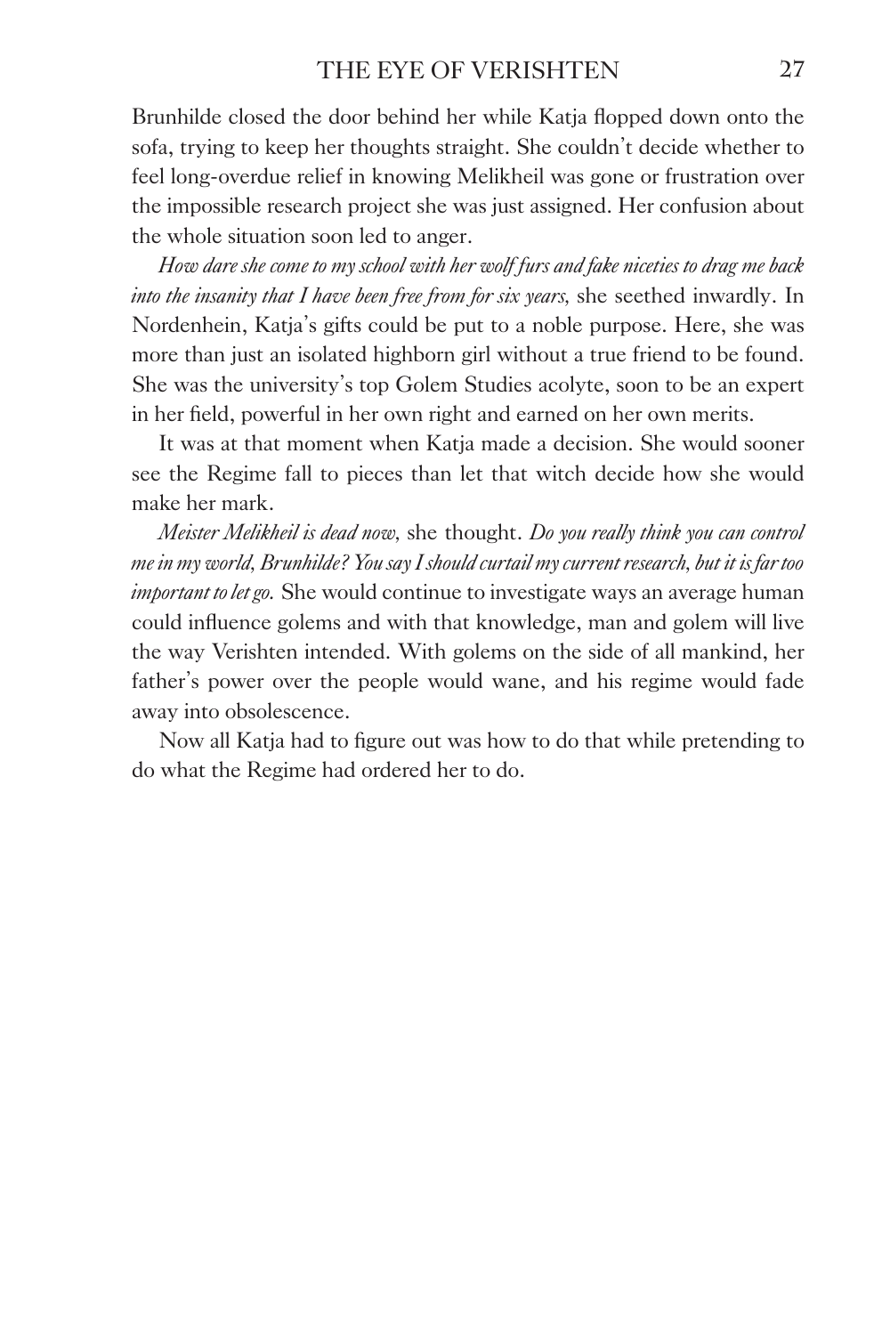Brunhilde closed the door behind her while Katja flopped down onto the sofa, trying to keep her thoughts straight. She couldn't decide whether to feel long-overdue relief in knowing Melikheil was gone or frustration over the impossible research project she was just assigned. Her confusion about the whole situation soon led to anger.

*How dare she come to my school with her wolf furs and fake niceties to drag me back into the insanity that I have been free from for six years,* she seethed inwardly. In Nordenhein, Katja's gifts could be put to a noble purpose. Here, she was more than just an isolated highborn girl without a true friend to be found. She was the university's top Golem Studies acolyte, soon to be an expert in her field, powerful in her own right and earned on her own merits.

It was at that moment when Katja made a decision. She would sooner see the Regime fall to pieces than let that witch decide how she would make her mark.

*Meister Melikheil is dead now,* she thought. *Do you really think you can control me in my world, Brunhilde? You say I should curtail my current research, but it is far too important to let go.* She would continue to investigate ways an average human could influence golems and with that knowledge, man and golem will live the way Verishten intended. With golems on the side of all mankind, her father's power over the people would wane, and his regime would fade away into obsolescence.

Now all Katja had to figure out was how to do that while pretending to do what the Regime had ordered her to do.